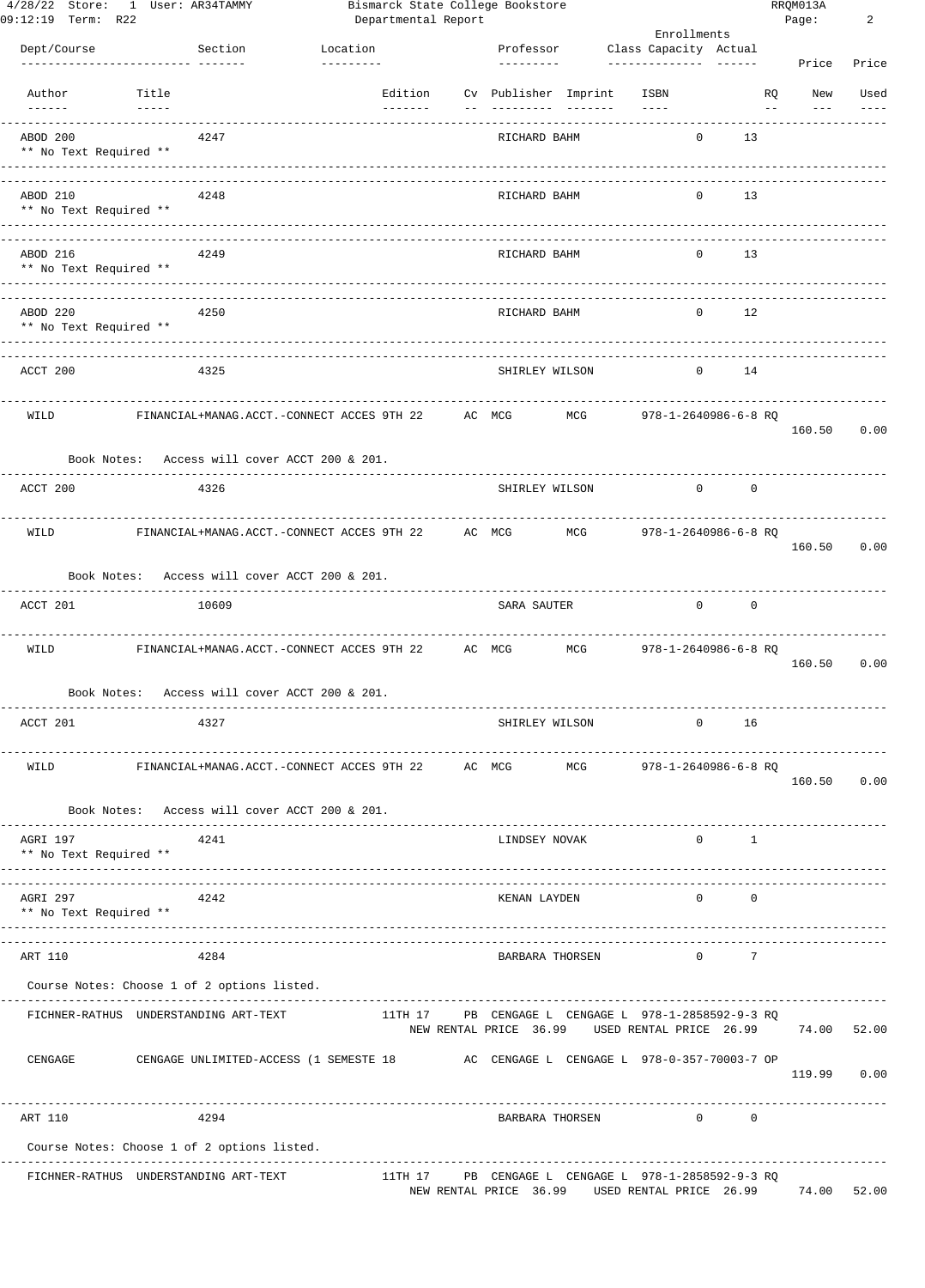# Bismarck State College Bookstore

## Departmental Report

4/28/22 Store: 1 User: AR34TAMMY
09:12:19 Term: R22
RRQM013A

| Dept/Course | Section | Location | Professor | Class Capacity | Actual | | |
|---|---|---|---|---|---|---|---|
| Author | Title | Edition | Cv Publisher Imprint | ISBN | RQ | New Price | Used Price |
| ABOD 200 | 4247 | | RICHARD BAHM | 0 | 13 | | |
| ** No Text Required ** | | | | | | | |
| ABOD 210 | 4248 | | RICHARD BAHM | 0 | 13 | | |
| ** No Text Required ** | | | | | | | |
| ABOD 216 | 4249 | | RICHARD BAHM | 0 | 13 | | |
| ** No Text Required ** | | | | | | | |
| ABOD 220 | 4250 | | RICHARD BAHM | 0 | 12 | | |
| ** No Text Required ** | | | | | | | |
| ACCT 200 | 4325 | | SHIRLEY WILSON | 0 | 14 | | |
| WILD | FINANCIAL+MANAG.ACCT.-CONNECT ACCES | 9TH 22 | AC MCG MCG | 978-1-2640986-6-8 | RQ | 160.50 | 0.00 |
| Book Notes: Access will cover ACCT 200 & 201. | | | | | | | |
| ACCT 200 | 4326 | | SHIRLEY WILSON | 0 | 0 | | |
| WILD | FINANCIAL+MANAG.ACCT.-CONNECT ACCES | 9TH 22 | AC MCG MCG | 978-1-2640986-6-8 | RQ | 160.50 | 0.00 |
| Book Notes: Access will cover ACCT 200 & 201. | | | | | | | |
| ACCT 201 | 10609 | | SARA SAUTER | 0 | 0 | | |
| WILD | FINANCIAL+MANAG.ACCT.-CONNECT ACCES | 9TH 22 | AC MCG MCG | 978-1-2640986-6-8 | RQ | 160.50 | 0.00 |
| Book Notes: Access will cover ACCT 200 & 201. | | | | | | | |
| ACCT 201 | 4327 | | SHIRLEY WILSON | 0 | 16 | | |
| WILD | FINANCIAL+MANAG.ACCT.-CONNECT ACCES | 9TH 22 | AC MCG MCG | 978-1-2640986-6-8 | RQ | 160.50 | 0.00 |
| Book Notes: Access will cover ACCT 200 & 201. | | | | | | | |
| AGRI 197 | 4241 | | LINDSEY NOVAK | 0 | 1 | | |
| ** No Text Required ** | | | | | | | |
| AGRI 297 | 4242 | | KENAN LAYDEN | 0 | 0 | | |
| ** No Text Required ** | | | | | | | |
| ART 110 | 4284 | | BARBARA THORSEN | 0 | 7 | | |
| Course Notes: Choose 1 of 2 options listed. | | | | | | | |
| FICHNER-RATHUS | UNDERSTANDING ART-TEXT | 11TH 17 | PB CENGAGE L CENGAGE L | 978-1-2858592-9-3 | RQ | 74.00 | 52.00 |
| | NEW RENTAL PRICE 36.99 USED RENTAL PRICE 26.99 | | | | | | |
| CENGAGE | CENGAGE UNLIMITED-ACCESS (1 SEMESTE | 18 | AC CENGAGE L CENGAGE L | 978-0-357-70003-7 | OP | 119.99 | 0.00 |
| ART 110 | 4294 | | BARBARA THORSEN | 0 | 0 | | |
| Course Notes: Choose 1 of 2 options listed. | | | | | | | |
| FICHNER-RATHUS | UNDERSTANDING ART-TEXT | 11TH 17 | PB CENGAGE L CENGAGE L | 978-1-2858592-9-3 | RQ | 74.00 | 52.00 |
| | NEW RENTAL PRICE 36.99 USED RENTAL PRICE 26.99 | | | | | | |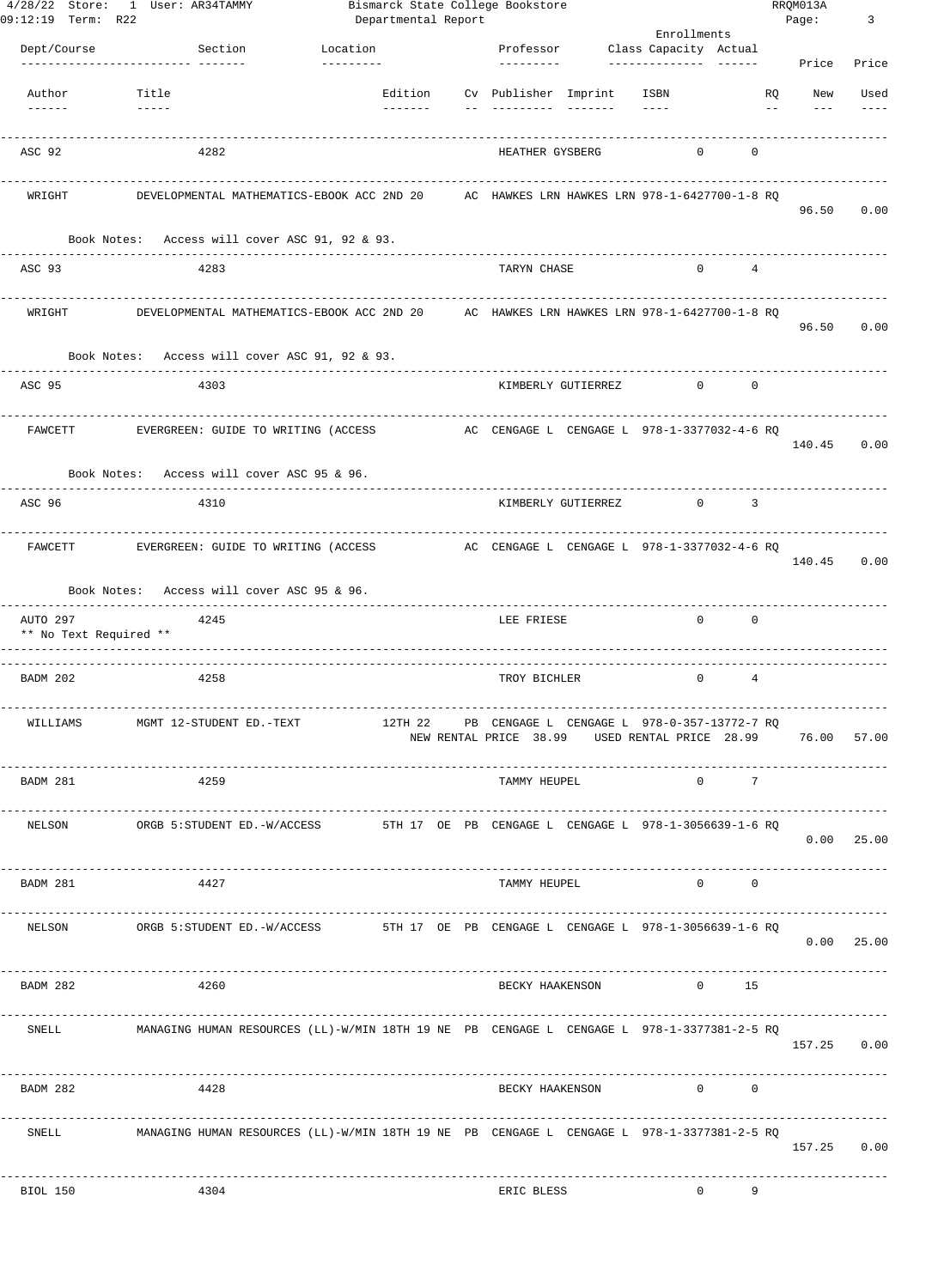4/28/22 Store: 1 User: AR34TAMMY — Bismarck State College Bookstore — RRQM013A
09:12:19 Term: R22 — Departmental Report

| Dept/Course | Section | Location | Professor | Class Capacity | Actual | | |
|---|---|---|---|---|---|---|---|
| **Author** | **Title** | **Edition Cv Publisher Imprint** | **ISBN** | | **RQ** | **Price New** | **Price Used** |
| ASC 92 | 4282 | | HEATHER GYSBERG | 0 | 0 | | |
| WRIGHT | DEVELOPMENTAL MATHEMATICS-EBOOK ACC | 2ND 20 AC HAWKES LRN HAWKES LRN | 978-1-6427700-1-8 | | RQ | 96.50 | 0.00 |
| | Book Notes: Access will cover ASC 91, 92 & 93. | | | | | | |
| ASC 93 | 4283 | | TARYN CHASE | 0 | 4 | | |
| WRIGHT | DEVELOPMENTAL MATHEMATICS-EBOOK ACC | 2ND 20 AC HAWKES LRN HAWKES LRN | 978-1-6427700-1-8 | | RQ | 96.50 | 0.00 |
| | Book Notes: Access will cover ASC 91, 92 & 93. | | | | | | |
| ASC 95 | 4303 | | KIMBERLY GUTIERREZ | 0 | 0 | | |
| FAWCETT | EVERGREEN: GUIDE TO WRITING (ACCESS | AC CENGAGE L CENGAGE L | 978-1-3377032-4-6 | | RQ | 140.45 | 0.00 |
| | Book Notes: Access will cover ASC 95 & 96. | | | | | | |
| ASC 96 | 4310 | | KIMBERLY GUTIERREZ | 0 | 3 | | |
| FAWCETT | EVERGREEN: GUIDE TO WRITING (ACCESS | AC CENGAGE L CENGAGE L | 978-1-3377032-4-6 | | RQ | 140.45 | 0.00 |
| | Book Notes: Access will cover ASC 95 & 96. | | | | | | |
| AUTO 297 | 4245 | | LEE FRIESE | 0 | 0 | | |
| ** No Text Required ** | | | | | | | |
| BADM 202 | 4258 | | TROY BICHLER | 0 | 4 | | |
| WILLIAMS | MGMT 12-STUDENT ED.-TEXT | 12TH 22 PB CENGAGE L CENGAGE L | 978-0-357-13772-7 | | RQ | 76.00 | 57.00 |
| | NEW RENTAL PRICE 38.99 USED RENTAL PRICE 28.99 | | | | | | |
| BADM 281 | 4259 | | TAMMY HEUPEL | 0 | 7 | | |
| NELSON | ORGB 5:STUDENT ED.-W/ACCESS | 5TH 17 OE PB CENGAGE L CENGAGE L | 978-1-3056639-1-6 | | RQ | 0.00 | 25.00 |
| BADM 281 | 4427 | | TAMMY HEUPEL | 0 | 0 | | |
| NELSON | ORGB 5:STUDENT ED.-W/ACCESS | 5TH 17 OE PB CENGAGE L CENGAGE L | 978-1-3056639-1-6 | | RQ | 0.00 | 25.00 |
| BADM 282 | 4260 | | BECKY HAAKENSON | 0 | 15 | | |
| SNELL | MANAGING HUMAN RESOURCES (LL)-W/MIN | 18TH 19 NE PB CENGAGE L CENGAGE L | 978-1-3377381-2-5 | | RQ | 157.25 | 0.00 |
| BADM 282 | 4428 | | BECKY HAAKENSON | 0 | 0 | | |
| SNELL | MANAGING HUMAN RESOURCES (LL)-W/MIN | 18TH 19 NE PB CENGAGE L CENGAGE L | 978-1-3377381-2-5 | | RQ | 157.25 | 0.00 |
| BIOL 150 | 4304 | | ERIC BLESS | 0 | 9 | | |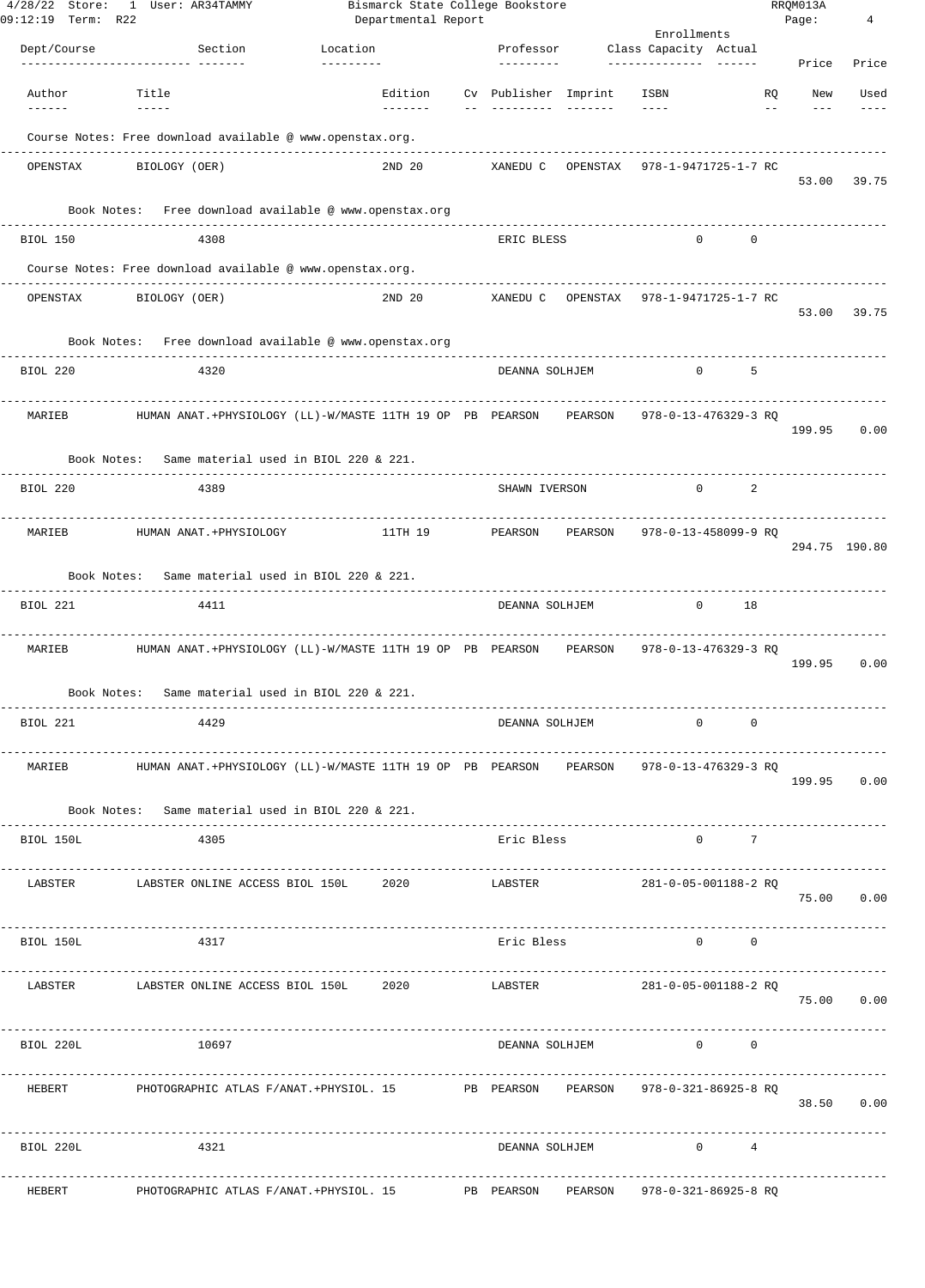| Dept/Course | Section | Location | Professor | Enrollments Class Capacity | Actual | | |
|---|---|---|---|---|---|---|---|
| **Author** | **Title** | **Edition** | **Cv Publisher Imprint** | **ISBN** | **RQ** | **Price New** | **Price Used** |

Course Notes: Free download available @ www.openstax.org.

| Author | Title | Edition | Cv | Publisher | Imprint | ISBN | RQ | New | Used |
|---|---|---|---|---|---|---|---|---|---|
| OPENSTAX | BIOLOGY (OER) | 2ND 20 | | XANEDU C | OPENSTAX | 978-1-9471725-1-7 | RC | 53.00 | 39.75 |

Book Notes: Free download available @ www.openstax.org

**BIOL 150** — Section 4308 — ERIC BLESS — Class Capacity 0 — Actual 0

Course Notes: Free download available @ www.openstax.org.

| Author | Title | Edition | Cv | Publisher | Imprint | ISBN | RQ | New | Used |
|---|---|---|---|---|---|---|---|---|---|
| OPENSTAX | BIOLOGY (OER) | 2ND 20 | | XANEDU C | OPENSTAX | 978-1-9471725-1-7 | RC | 53.00 | 39.75 |

Book Notes: Free download available @ www.openstax.org

**BIOL 220** — Section 4320 — DEANNA SOLHJEM — Class Capacity 0 — Actual 5

| Author | Title | Edition | Cv | Publisher | Imprint | ISBN | RQ | New | Used |
|---|---|---|---|---|---|---|---|---|---|
| MARIEB | HUMAN ANAT.+PHYSIOLOGY (LL)-W/MASTE | 11TH 19 OP | PB | PEARSON | PEARSON | 978-0-13-476329-3 | RQ | 199.95 | 0.00 |

Book Notes: Same material used in BIOL 220 & 221.

**BIOL 220** — Section 4389 — SHAWN IVERSON — Class Capacity 0 — Actual 2

| Author | Title | Edition | Cv | Publisher | Imprint | ISBN | RQ | New | Used |
|---|---|---|---|---|---|---|---|---|---|
| MARIEB | HUMAN ANAT.+PHYSIOLOGY | 11TH 19 | | PEARSON | PEARSON | 978-0-13-458099-9 | RQ | 294.75 | 190.80 |

Book Notes: Same material used in BIOL 220 & 221.

**BIOL 221** — Section 4411 — DEANNA SOLHJEM — Class Capacity 0 — Actual 18

| Author | Title | Edition | Cv | Publisher | Imprint | ISBN | RQ | New | Used |
|---|---|---|---|---|---|---|---|---|---|
| MARIEB | HUMAN ANAT.+PHYSIOLOGY (LL)-W/MASTE | 11TH 19 OP | PB | PEARSON | PEARSON | 978-0-13-476329-3 | RQ | 199.95 | 0.00 |

Book Notes: Same material used in BIOL 220 & 221.

**BIOL 221** — Section 4429 — DEANNA SOLHJEM — Class Capacity 0 — Actual 0

| Author | Title | Edition | Cv | Publisher | Imprint | ISBN | RQ | New | Used |
|---|---|---|---|---|---|---|---|---|---|
| MARIEB | HUMAN ANAT.+PHYSIOLOGY (LL)-W/MASTE | 11TH 19 OP | PB | PEARSON | PEARSON | 978-0-13-476329-3 | RQ | 199.95 | 0.00 |

Book Notes: Same material used in BIOL 220 & 221.

**BIOL 150L** — Section 4305 — Eric Bless — Class Capacity 0 — Actual 7

| Author | Title | Edition | Cv | Publisher | Imprint | ISBN | RQ | New | Used |
|---|---|---|---|---|---|---|---|---|---|
| LABSTER | LABSTER ONLINE ACCESS BIOL 150L | 2020 | | LABSTER | | 281-0-05-001188-2 | RQ | 75.00 | 0.00 |

**BIOL 150L** — Section 4317 — Eric Bless — Class Capacity 0 — Actual 0

| Author | Title | Edition | Cv | Publisher | Imprint | ISBN | RQ | New | Used |
|---|---|---|---|---|---|---|---|---|---|
| LABSTER | LABSTER ONLINE ACCESS BIOL 150L | 2020 | | LABSTER | | 281-0-05-001188-2 | RQ | 75.00 | 0.00 |

**BIOL 220L** — Section 10697 — DEANNA SOLHJEM — Class Capacity 0 — Actual 0

| Author | Title | Edition | Cv | Publisher | Imprint | ISBN | RQ | New | Used |
|---|---|---|---|---|---|---|---|---|---|
| HEBERT | PHOTOGRAPHIC ATLAS F/ANAT.+PHYSIOL. | 15 | PB | PEARSON | PEARSON | 978-0-321-86925-8 | RQ | 38.50 | 0.00 |

**BIOL 220L** — Section 4321 — DEANNA SOLHJEM — Class Capacity 0 — Actual 4

| Author | Title | Edition | Cv | Publisher | Imprint | ISBN | RQ | New | Used |
|---|---|---|---|---|---|---|---|---|---|
| HEBERT | PHOTOGRAPHIC ATLAS F/ANAT.+PHYSIOL. | 15 | PB | PEARSON | PEARSON | 978-0-321-86925-8 | RQ | | |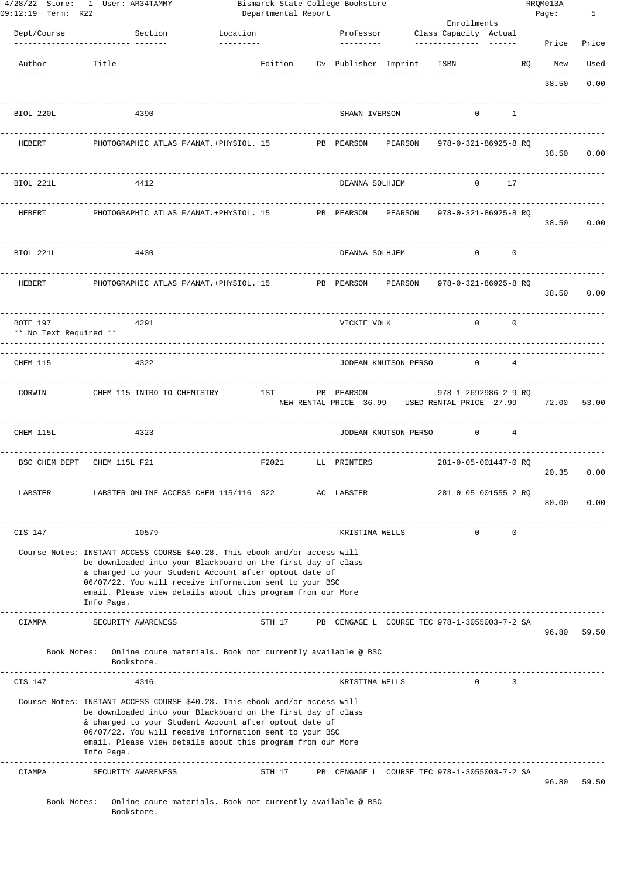Bismarck State College Bookstore

Departmental Report

4/28/22 Store: 1 User: AR34TAMMY
09:12:19 Term: R22

RRQM013A

| Dept/Course | Section | Location | Professor | Class Capacity | Actual | Price New | Price Used |
|---|---|---|---|---|---|---|---|
| Author | Title | Edition | Cv Publisher Imprint | ISBN | RQ | New | Used |
| | | | | | | 38.50 | 0.00 |
| BIOL 220L | 4390 | | SHAWN IVERSON | 0 | 1 | | |
| HEBERT | PHOTOGRAPHIC ATLAS F/ANAT.+PHYSIOL. | 15 | PB PEARSON PEARSON | 978-0-321-86925-8 | RQ | 38.50 | 0.00 |
| BIOL 221L | 4412 | | DEANNA SOLHJEM | 0 | 17 | | |
| HEBERT | PHOTOGRAPHIC ATLAS F/ANAT.+PHYSIOL. | 15 | PB PEARSON PEARSON | 978-0-321-86925-8 | RQ | 38.50 | 0.00 |
| BIOL 221L | 4430 | | DEANNA SOLHJEM | 0 | 0 | | |
| HEBERT | PHOTOGRAPHIC ATLAS F/ANAT.+PHYSIOL. | 15 | PB PEARSON PEARSON | 978-0-321-86925-8 | RQ | 38.50 | 0.00 |
| BOTE 197 | 4291 | | VICKIE VOLK | 0 | 0 | | |
| ** No Text Required ** | | | | | | | |
| CHEM 115 | 4322 | | JODEAN KNUTSON-PERSO | 0 | 4 | | |
| CORWIN | CHEM 115-INTRO TO CHEMISTRY | 1ST | PB PEARSON | 978-1-2692986-2-9 | RQ | 72.00 | 53.00 |
| | NEW RENTAL PRICE 36.99 USED RENTAL PRICE 27.99 | | | | | | |
| CHEM 115L | 4323 | | JODEAN KNUTSON-PERSO | 0 | 4 | | |
| BSC CHEM DEPT | CHEM 115L F21 | F2021 | LL PRINTERS | 281-0-05-001447-0 | RQ | 20.35 | 0.00 |
| LABSTER | LABSTER ONLINE ACCESS CHEM 115/116 | S22 | AC LABSTER | 281-0-05-001555-2 | RQ | 80.00 | 0.00 |
| CIS 147 | 10579 | | KRISTINA WELLS | 0 | 0 | | |

Course Notes: INSTANT ACCESS COURSE $40.28. This ebook and/or access will be downloaded into your Blackboard on the first day of class & charged to your Student Account after optout date of 06/07/22. You will receive information sent to your BSC email. Please view details about this program from our More Info Page.

| Author | Title | Edition | Cv Publisher Imprint | ISBN | RQ | New | Used |
|---|---|---|---|---|---|---|---|
| CIAMPA | SECURITY AWARENESS | 5TH 17 | PB CENGAGE L COURSE TEC | 978-1-3055003-7-2 | SA | 96.80 | 59.50 |

Book Notes: Online coure materials. Book not currently available @ BSC Bookstore.

| Dept/Course | Section | Location | Professor | Class Capacity | Actual |
|---|---|---|---|---|---|
| CIS 147 | 4316 | | KRISTINA WELLS | 0 | 3 |

Course Notes: INSTANT ACCESS COURSE $40.28. This ebook and/or access will be downloaded into your Blackboard on the first day of class & charged to your Student Account after optout date of 06/07/22. You will receive information sent to your BSC email. Please view details about this program from our More Info Page.

| Author | Title | Edition | Cv Publisher Imprint | ISBN | RQ | New | Used |
|---|---|---|---|---|---|---|---|
| CIAMPA | SECURITY AWARENESS | 5TH 17 | PB CENGAGE L COURSE TEC | 978-1-3055003-7-2 | SA | 96.80 | 59.50 |

Book Notes: Online coure materials. Book not currently available @ BSC Bookstore.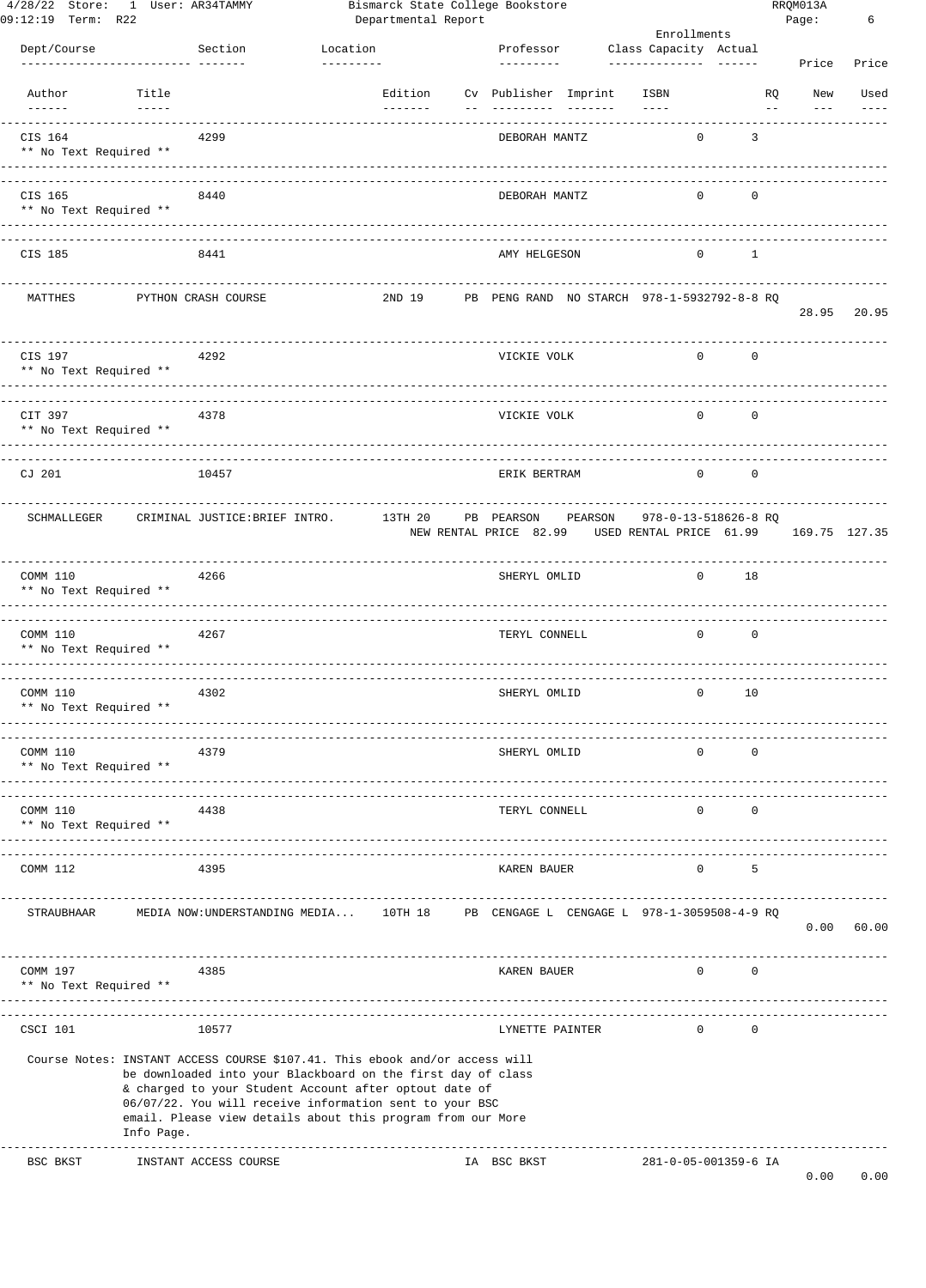# Bismarck State College Bookstore — Departmental Report

4/28/22 Store: 1 User: AR34TAMMY
09:12:19 Term: R22
RRQM013A

| Dept/Course | Section | Location | Professor | Class Capacity | Actual | Price New | Price Used |
|---|---|---|---|---|---|---|---|
| Author | Title | Edition | Cv Publisher Imprint | ISBN | RQ | New | Used |

---

**CIS 164** — Section 4299 — DEBORAH MANTZ — Capacity 0 — Actual 3
** No Text Required **

---

**CIS 165** — Section 8440 — DEBORAH MANTZ — Capacity 0 — Actual 0
** No Text Required **

---

**CIS 185** — Section 8441 — AMY HELGESON — Capacity 0 — Actual 1

| Author | Title | Edition | Cv | Publisher | Imprint | ISBN | RQ | New | Used |
|---|---|---|---|---|---|---|---|---|---|
| MATTHES | PYTHON CRASH COURSE | 2ND 19 | PB | PENG RAND | NO STARCH | 978-1-5932792-8-8 | RQ | 28.95 | 20.95 |

---

**CIS 197** — Section 4292 — VICKIE VOLK — Capacity 0 — Actual 0
** No Text Required **

---

**CIT 397** — Section 4378 — VICKIE VOLK — Capacity 0 — Actual 0
** No Text Required **

---

**CJ 201** — Section 10457 — ERIK BERTRAM — Capacity 0 — Actual 0

| Author | Title | Edition | Cv | Publisher | Imprint | ISBN | RQ | New | Used |
|---|---|---|---|---|---|---|---|---|---|
| SCHMALLEGER | CRIMINAL JUSTICE:BRIEF INTRO. | 13TH 20 | PB | PEARSON | PEARSON | 978-0-13-518626-8 | RQ | 169.75 | 127.35 |

NEW RENTAL PRICE 82.99 USED RENTAL PRICE 61.99

---

**COMM 110** — Section 4266 — SHERYL OMLID — Capacity 0 — Actual 18
** No Text Required **

---

**COMM 110** — Section 4267 — TERYL CONNELL — Capacity 0 — Actual 0
** No Text Required **

---

**COMM 110** — Section 4302 — SHERYL OMLID — Capacity 0 — Actual 10
** No Text Required **

---

**COMM 110** — Section 4379 — SHERYL OMLID — Capacity 0 — Actual 0
** No Text Required **

---

**COMM 110** — Section 4438 — TERYL CONNELL — Capacity 0 — Actual 0
** No Text Required **

---

**COMM 112** — Section 4395 — KAREN BAUER — Capacity 0 — Actual 5

| Author | Title | Edition | Cv | Publisher | Imprint | ISBN | RQ | New | Used |
|---|---|---|---|---|---|---|---|---|---|
| STRAUBHAAR | MEDIA NOW:UNDERSTANDING MEDIA... | 10TH 18 | PB | CENGAGE L | CENGAGE L | 978-1-3059508-4-9 | RQ | 0.00 | 60.00 |

---

**COMM 197** — Section 4385 — KAREN BAUER — Capacity 0 — Actual 0
** No Text Required **

---

**CSCI 101** — Section 10577 — LYNETTE PAINTER — Capacity 0 — Actual 0

Course Notes: INSTANT ACCESS COURSE $107.41. This ebook and/or access will be downloaded into your Blackboard on the first day of class & charged to your Student Account after optout date of 06/07/22. You will receive information sent to your BSC email. Please view details about this program from our More Info Page.

| Author | Title | Edition | Cv | Publisher | Imprint | ISBN | RQ | New | Used |
|---|---|---|---|---|---|---|---|---|---|
| BSC BKST | INSTANT ACCESS COURSE | | IA | BSC BKST | | 281-0-05-001359-6 | IA | 0.00 | 0.00 |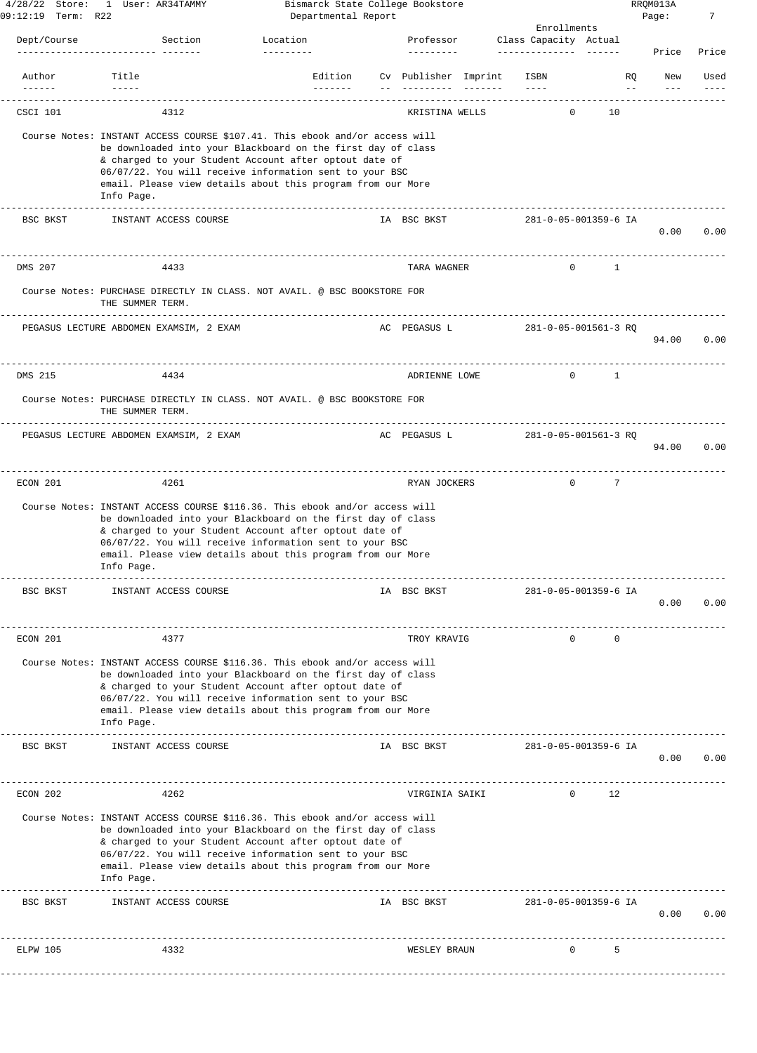| Dept/Course | Section | Location | Professor | Class Capacity | Actual | | |
|---|---|---|---|---|---|---|---|
| **Author** | **Title** | **Edition** | **Cv Publisher Imprint** | **ISBN** | **RQ** | **New Price** | **Used Price** |
| CSCI 101 | 4312 | | KRISTINA WELLS | 0 | 10 | | |

Course Notes: INSTANT ACCESS COURSE $107.41. This ebook and/or access will be downloaded into your Blackboard on the first day of class & charged to your Student Account after optout date of 06/07/22. You will receive information sent to your BSC email. Please view details about this program from our More Info Page.

| Author | Title | Cv Publisher | ISBN | RQ | New | Used |
|---|---|---|---|---|---|---|
| BSC BKST | INSTANT ACCESS COURSE | IA BSC BKST | 281-0-05-001359-6 | IA | 0.00 | 0.00 |

| Dept/Course | Section | Professor | Class Capacity | Actual |
|---|---|---|---|---|
| DMS 207 | 4433 | TARA WAGNER | 0 | 1 |

Course Notes: PURCHASE DIRECTLY IN CLASS. NOT AVAIL. @ BSC BOOKSTORE FOR THE SUMMER TERM.

| Author | Title | Cv Publisher | ISBN | RQ | New | Used |
|---|---|---|---|---|---|---|
| PEGASUS LECTURE | ABDOMEN EXAMSIM, 2 EXAM | AC PEGASUS L | 281-0-05-001561-3 | RQ | 94.00 | 0.00 |

| Dept/Course | Section | Professor | Class Capacity | Actual |
|---|---|---|---|---|
| DMS 215 | 4434 | ADRIENNE LOWE | 0 | 1 |

Course Notes: PURCHASE DIRECTLY IN CLASS. NOT AVAIL. @ BSC BOOKSTORE FOR THE SUMMER TERM.

| Author | Title | Cv Publisher | ISBN | RQ | New | Used |
|---|---|---|---|---|---|---|
| PEGASUS LECTURE | ABDOMEN EXAMSIM, 2 EXAM | AC PEGASUS L | 281-0-05-001561-3 | RQ | 94.00 | 0.00 |

| Dept/Course | Section | Professor | Class Capacity | Actual |
|---|---|---|---|---|
| ECON 201 | 4261 | RYAN JOCKERS | 0 | 7 |

Course Notes: INSTANT ACCESS COURSE $116.36. This ebook and/or access will be downloaded into your Blackboard on the first day of class & charged to your Student Account after optout date of 06/07/22. You will receive information sent to your BSC email. Please view details about this program from our More Info Page.

| Author | Title | Cv Publisher | ISBN | RQ | New | Used |
|---|---|---|---|---|---|---|
| BSC BKST | INSTANT ACCESS COURSE | IA BSC BKST | 281-0-05-001359-6 | IA | 0.00 | 0.00 |

| Dept/Course | Section | Professor | Class Capacity | Actual |
|---|---|---|---|---|
| ECON 201 | 4377 | TROY KRAVIG | 0 | 0 |

Course Notes: INSTANT ACCESS COURSE $116.36. This ebook and/or access will be downloaded into your Blackboard on the first day of class & charged to your Student Account after optout date of 06/07/22. You will receive information sent to your BSC email. Please view details about this program from our More Info Page.

| Author | Title | Cv Publisher | ISBN | RQ | New | Used |
|---|---|---|---|---|---|---|
| BSC BKST | INSTANT ACCESS COURSE | IA BSC BKST | 281-0-05-001359-6 | IA | 0.00 | 0.00 |

| Dept/Course | Section | Professor | Class Capacity | Actual |
|---|---|---|---|---|
| ECON 202 | 4262 | VIRGINIA SAIKI | 0 | 12 |

Course Notes: INSTANT ACCESS COURSE $116.36. This ebook and/or access will be downloaded into your Blackboard on the first day of class & charged to your Student Account after optout date of 06/07/22. You will receive information sent to your BSC email. Please view details about this program from our More Info Page.

| Author | Title | Cv Publisher | ISBN | RQ | New | Used |
|---|---|---|---|---|---|---|
| BSC BKST | INSTANT ACCESS COURSE | IA BSC BKST | 281-0-05-001359-6 | IA | 0.00 | 0.00 |

| Dept/Course | Section | Professor | Class Capacity | Actual |
|---|---|---|---|---|
| ELPW 105 | 4332 | WESLEY BRAUN | 0 | 5 |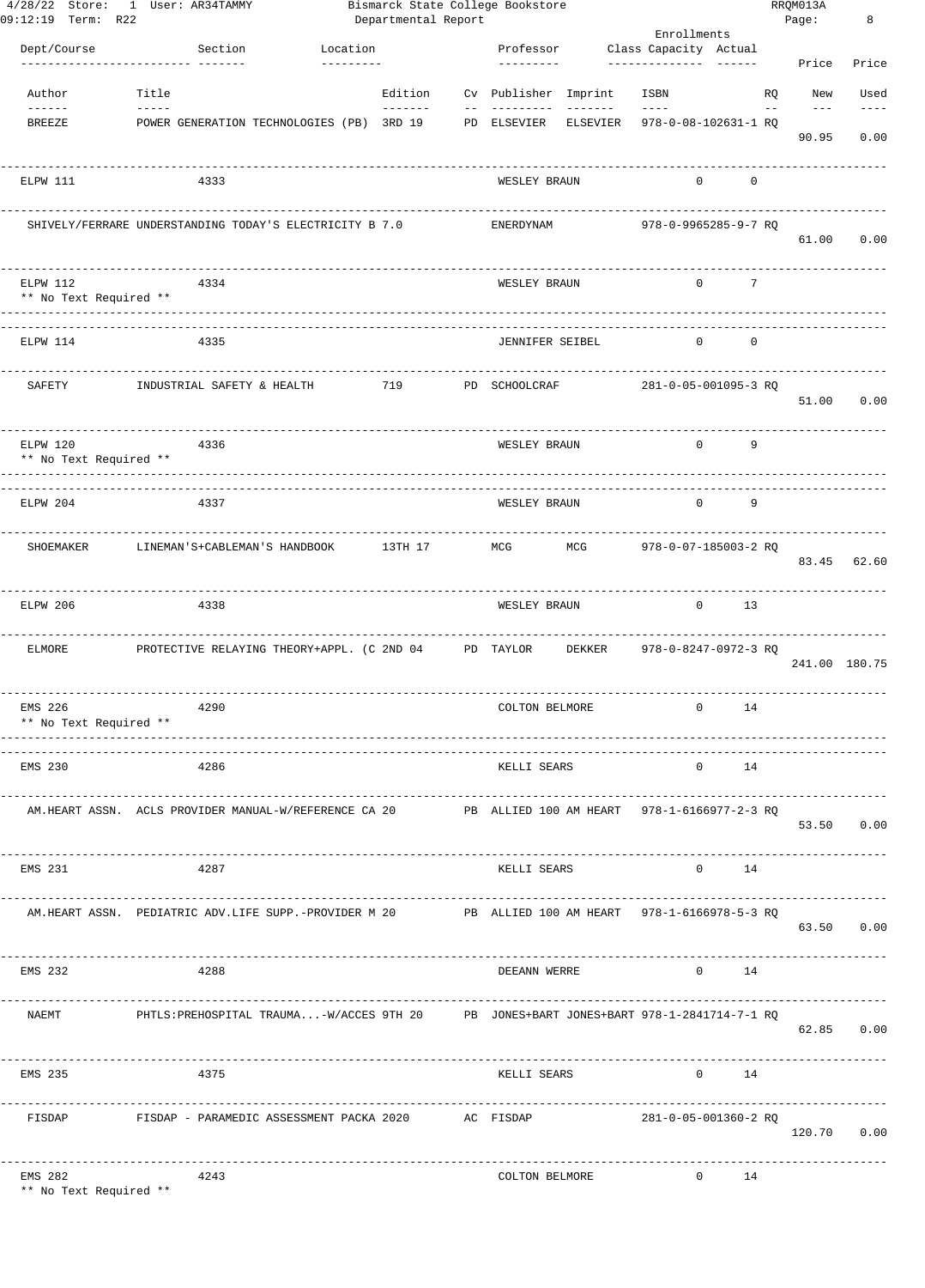4/28/22 Store: 1 User: AR34TAMMY — Bismarck State College Bookstore — RRQM013A
09:12:19 Term: R22 — Departmental Report

| Dept/Course | Section | Location | Professor | Class Capacity | Actual | Price New | Price Used |
|---|---|---|---|---|---|---|---|

| Author | Title | Edition | Cv | Publisher | Imprint | ISBN | RQ | New | Used |
|---|---|---|---|---|---|---|---|---|---|
| BREEZE | POWER GENERATION TECHNOLOGIES (PB) | 3RD 19 | PD | ELSEVIER | ELSEVIER | 978-0-08-102631-1 | RQ | 90.95 | 0.00 |

**ELPW 111** — Section 4333 — WESLEY BRAUN — Capacity 0 — Actual 0

| Author | Title | Edition | Cv | Publisher | Imprint | ISBN | RQ | New | Used |
|---|---|---|---|---|---|---|---|---|---|
| SHIVELY/FERRARE | UNDERSTANDING TODAY'S ELECTRICITY B | 7.0 | | ENERDYNAM | | 978-0-9965285-9-7 | RQ | 61.00 | 0.00 |

**ELPW 112** — Section 4334 — WESLEY BRAUN — Capacity 0 — Actual 7
** No Text Required **

**ELPW 114** — Section 4335 — JENNIFER SEIBEL — Capacity 0 — Actual 0

| Author | Title | Edition | Cv | Publisher | Imprint | ISBN | RQ | New | Used |
|---|---|---|---|---|---|---|---|---|---|
| SAFETY | INDUSTRIAL SAFETY & HEALTH | 719 | PD | SCHOOLCRAF | | 281-0-05-001095-3 | RQ | 51.00 | 0.00 |

**ELPW 120** — Section 4336 — WESLEY BRAUN — Capacity 0 — Actual 9
** No Text Required **

**ELPW 204** — Section 4337 — WESLEY BRAUN — Capacity 0 — Actual 9

| Author | Title | Edition | Cv | Publisher | Imprint | ISBN | RQ | New | Used |
|---|---|---|---|---|---|---|---|---|---|
| SHOEMAKER | LINEMAN'S+CABLEMAN'S HANDBOOK | 13TH 17 | | MCG | MCG | 978-0-07-185003-2 | RQ | 83.45 | 62.60 |

**ELPW 206** — Section 4338 — WESLEY BRAUN — Capacity 0 — Actual 13

| Author | Title | Edition | Cv | Publisher | Imprint | ISBN | RQ | New | Used |
|---|---|---|---|---|---|---|---|---|---|
| ELMORE | PROTECTIVE RELAYING THEORY+APPL. (C | 2ND 04 | PD | TAYLOR | DEKKER | 978-0-8247-0972-3 | RQ | 241.00 | 180.75 |

**EMS 226** — Section 4290 — COLTON BELMORE — Capacity 0 — Actual 14
** No Text Required **

**EMS 230** — Section 4286 — KELLI SEARS — Capacity 0 — Actual 14

| Author | Title | Edition | Cv | Publisher | Imprint | ISBN | RQ | New | Used |
|---|---|---|---|---|---|---|---|---|---|
| AM.HEART ASSN. | ACLS PROVIDER MANUAL-W/REFERENCE CA | 20 | PB | ALLIED 100 | AM HEART | 978-1-6166977-2-3 | RQ | 53.50 | 0.00 |

**EMS 231** — Section 4287 — KELLI SEARS — Capacity 0 — Actual 14

| Author | Title | Edition | Cv | Publisher | Imprint | ISBN | RQ | New | Used |
|---|---|---|---|---|---|---|---|---|---|
| AM.HEART ASSN. | PEDIATRIC ADV.LIFE SUPP.-PROVIDER M | 20 | PB | ALLIED 100 | AM HEART | 978-1-6166978-5-3 | RQ | 63.50 | 0.00 |

**EMS 232** — Section 4288 — DEEANN WERRE — Capacity 0 — Actual 14

| Author | Title | Edition | Cv | Publisher | Imprint | ISBN | RQ | New | Used |
|---|---|---|---|---|---|---|---|---|---|
| NAEMT | PHTLS:PREHOSPITAL TRAUMA...-W/ACCES | 9TH 20 | PB | JONES+BART | JONES+BART | 978-1-2841714-7-1 | RQ | 62.85 | 0.00 |

**EMS 235** — Section 4375 — KELLI SEARS — Capacity 0 — Actual 14

| Author | Title | Edition | Cv | Publisher | Imprint | ISBN | RQ | New | Used |
|---|---|---|---|---|---|---|---|---|---|
| FISDAP | FISDAP - PARAMEDIC ASSESSMENT PACKA | 2020 | AC | FISDAP | | 281-0-05-001360-2 | RQ | 120.70 | 0.00 |

**EMS 282** — Section 4243 — COLTON BELMORE — Capacity 0 — Actual 14
** No Text Required **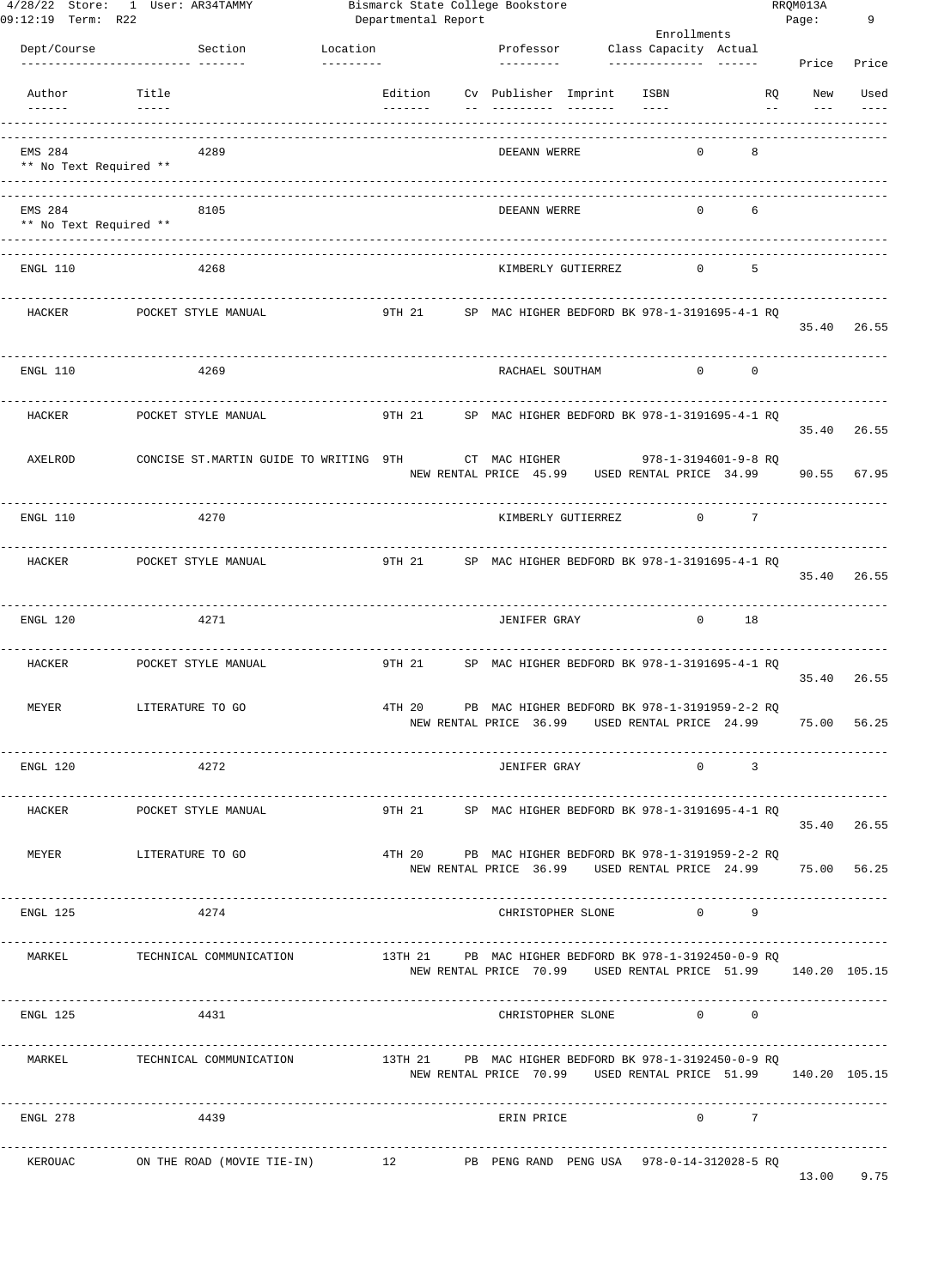| Dept/Course | Section | Location | Professor | Class Capacity | Actual | | |
|---|---|---|---|---|---|---|---|
| **Author** | **Title** | **Edition** | **Cv Publisher Imprint** | **ISBN** | **RQ** | **Price New** | **Price Used** |
| EMS 284 | 4289 | | DEEANN WERRE | 0 | 8 | | |
| ** No Text Required ** | | | | | | | |
| EMS 284 | 8105 | | DEEANN WERRE | 0 | 6 | | |
| ** No Text Required ** | | | | | | | |
| ENGL 110 | 4268 | | KIMBERLY GUTIERREZ | 0 | 5 | | |
| HACKER | POCKET STYLE MANUAL | 9TH 21 | SP MAC HIGHER BEDFORD BK | 978-1-3191695-4-1 | RQ | 35.40 | 26.55 |
| ENGL 110 | 4269 | | RACHAEL SOUTHAM | 0 | 0 | | |
| HACKER | POCKET STYLE MANUAL | 9TH 21 | SP MAC HIGHER BEDFORD BK | 978-1-3191695-4-1 | RQ | 35.40 | 26.55 |
| AXELROD | CONCISE ST.MARTIN GUIDE TO WRITING | 9TH | CT MAC HIGHER | 978-1-3194601-9-8 | RQ | 90.55 | 67.95 |
| | | | NEW RENTAL PRICE 45.99 | USED RENTAL PRICE 34.99 | | | |
| ENGL 110 | 4270 | | KIMBERLY GUTIERREZ | 0 | 7 | | |
| HACKER | POCKET STYLE MANUAL | 9TH 21 | SP MAC HIGHER BEDFORD BK | 978-1-3191695-4-1 | RQ | 35.40 | 26.55 |
| ENGL 120 | 4271 | | JENIFER GRAY | 0 | 18 | | |
| HACKER | POCKET STYLE MANUAL | 9TH 21 | SP MAC HIGHER BEDFORD BK | 978-1-3191695-4-1 | RQ | 35.40 | 26.55 |
| MEYER | LITERATURE TO GO | 4TH 20 | PB MAC HIGHER BEDFORD BK | 978-1-3191959-2-2 | RQ | 75.00 | 56.25 |
| | | | NEW RENTAL PRICE 36.99 | USED RENTAL PRICE 24.99 | | | |
| ENGL 120 | 4272 | | JENIFER GRAY | 0 | 3 | | |
| HACKER | POCKET STYLE MANUAL | 9TH 21 | SP MAC HIGHER BEDFORD BK | 978-1-3191695-4-1 | RQ | 35.40 | 26.55 |
| MEYER | LITERATURE TO GO | 4TH 20 | PB MAC HIGHER BEDFORD BK | 978-1-3191959-2-2 | RQ | 75.00 | 56.25 |
| | | | NEW RENTAL PRICE 36.99 | USED RENTAL PRICE 24.99 | | | |
| ENGL 125 | 4274 | | CHRISTOPHER SLONE | 0 | 9 | | |
| MARKEL | TECHNICAL COMMUNICATION | 13TH 21 | PB MAC HIGHER BEDFORD BK | 978-1-3192450-0-9 | RQ | 140.20 | 105.15 |
| | | | NEW RENTAL PRICE 70.99 | USED RENTAL PRICE 51.99 | | | |
| ENGL 125 | 4431 | | CHRISTOPHER SLONE | 0 | 0 | | |
| MARKEL | TECHNICAL COMMUNICATION | 13TH 21 | PB MAC HIGHER BEDFORD BK | 978-1-3192450-0-9 | RQ | 140.20 | 105.15 |
| | | | NEW RENTAL PRICE 70.99 | USED RENTAL PRICE 51.99 | | | |
| ENGL 278 | 4439 | | ERIN PRICE | 0 | 7 | | |
| KEROUAC | ON THE ROAD (MOVIE TIE-IN) | 12 | PB PENG RAND PENG USA | 978-0-14-312028-5 | RQ | 13.00 | 9.75 |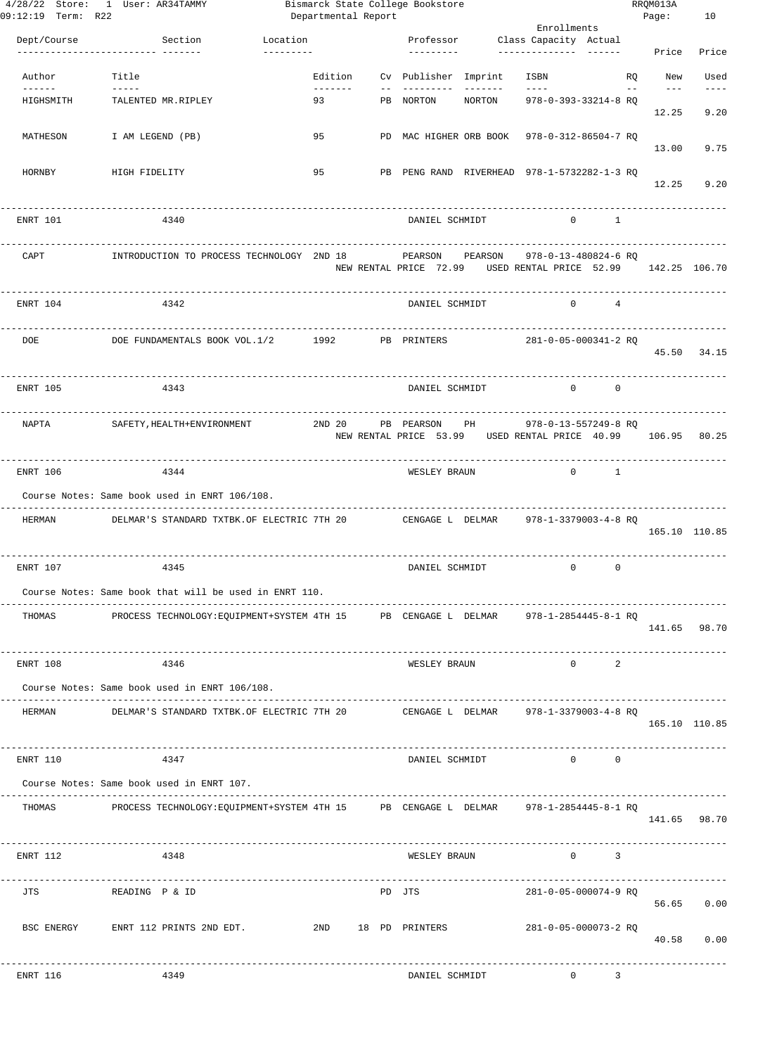4/28/22 Store: 1 User: AR34TAMMY — Bismarck State College Bookstore — RRQM013A
09:12:19 Term: R22 — Departmental Report

| Dept/Course | Section | Location | Professor | Enrollments Class Capacity | Actual | New Price | Used Price |
|---|---|---|---|---|---|---|---|

| Author | Title | Edition | Cv | Publisher | Imprint | ISBN | RQ | New | Used |
|---|---|---|---|---|---|---|---|---|---|
| HIGHSMITH | TALENTED MR.RIPLEY | 93 | PB | NORTON | NORTON | 978-0-393-33214-8 | RQ | 12.25 | 9.20 |
| MATHESON | I AM LEGEND (PB) | 95 | PD | MAC HIGHER | ORB BOOK | 978-0-312-86504-7 | RQ | 13.00 | 9.75 |
| HORNBY | HIGH FIDELITY | 95 | PB | PENG RAND | RIVERHEAD | 978-1-5732282-1-3 | RQ | 12.25 | 9.20 |

---

ENRT 101 — Section 4340 — DANIEL SCHMIDT — Class Capacity 0 — Actual 1

| Author | Title | Edition | Cv | Publisher | Imprint | ISBN | RQ | New | Used |
|---|---|---|---|---|---|---|---|---|---|
| CAPT | INTRODUCTION TO PROCESS TECHNOLOGY | 2ND 18 | | PEARSON | PEARSON | 978-0-13-480824-6 | RQ | 142.25 | 106.70 |

NEW RENTAL PRICE 72.99 USED RENTAL PRICE 52.99

---

ENRT 104 — Section 4342 — DANIEL SCHMIDT — Class Capacity 0 — Actual 4

| Author | Title | Edition | Cv | Publisher | Imprint | ISBN | RQ | New | Used |
|---|---|---|---|---|---|---|---|---|---|
| DOE | DOE FUNDAMENTALS BOOK VOL.1/2 | 1992 | PB | PRINTERS | | 281-0-05-000341-2 | RQ | 45.50 | 34.15 |

---

ENRT 105 — Section 4343 — DANIEL SCHMIDT — Class Capacity 0 — Actual 0

| Author | Title | Edition | Cv | Publisher | Imprint | ISBN | RQ | New | Used |
|---|---|---|---|---|---|---|---|---|---|
| NAPTA | SAFETY,HEALTH+ENVIRONMENT | 2ND 20 | PB | PEARSON | PH | 978-0-13-557249-8 | RQ | 106.95 | 80.25 |

NEW RENTAL PRICE 53.99 USED RENTAL PRICE 40.99

---

ENRT 106 — Section 4344 — WESLEY BRAUN — Class Capacity 0 — Actual 1

Course Notes: Same book used in ENRT 106/108.

| Author | Title | Edition | Cv | Publisher | Imprint | ISBN | RQ | New | Used |
|---|---|---|---|---|---|---|---|---|---|
| HERMAN | DELMAR'S STANDARD TXTBK.OF ELECTRIC | 7TH 20 | | CENGAGE L | DELMAR | 978-1-3379003-4-8 | RQ | 165.10 | 110.85 |

---

ENRT 107 — Section 4345 — DANIEL SCHMIDT — Class Capacity 0 — Actual 0

Course Notes: Same book that will be used in ENRT 110.

| Author | Title | Edition | Cv | Publisher | Imprint | ISBN | RQ | New | Used |
|---|---|---|---|---|---|---|---|---|---|
| THOMAS | PROCESS TECHNOLOGY:EQUIPMENT+SYSTEM | 4TH 15 | PB | CENGAGE L | DELMAR | 978-1-2854445-8-1 | RQ | 141.65 | 98.70 |

---

ENRT 108 — Section 4346 — WESLEY BRAUN — Class Capacity 0 — Actual 2

Course Notes: Same book used in ENRT 106/108.

| Author | Title | Edition | Cv | Publisher | Imprint | ISBN | RQ | New | Used |
|---|---|---|---|---|---|---|---|---|---|
| HERMAN | DELMAR'S STANDARD TXTBK.OF ELECTRIC | 7TH 20 | | CENGAGE L | DELMAR | 978-1-3379003-4-8 | RQ | 165.10 | 110.85 |

---

ENRT 110 — Section 4347 — DANIEL SCHMIDT — Class Capacity 0 — Actual 0

Course Notes: Same book used in ENRT 107.

| Author | Title | Edition | Cv | Publisher | Imprint | ISBN | RQ | New | Used |
|---|---|---|---|---|---|---|---|---|---|
| THOMAS | PROCESS TECHNOLOGY:EQUIPMENT+SYSTEM | 4TH 15 | PB | CENGAGE L | DELMAR | 978-1-2854445-8-1 | RQ | 141.65 | 98.70 |

---

ENRT 112 — Section 4348 — WESLEY BRAUN — Class Capacity 0 — Actual 3

| Author | Title | Edition | Cv | Publisher | Imprint | ISBN | RQ | New | Used |
|---|---|---|---|---|---|---|---|---|---|
| JTS | READING P & ID | | PD | JTS | | 281-0-05-000074-9 | RQ | 56.65 | 0.00 |
| BSC ENERGY | ENRT 112 PRINTS 2ND EDT. | 2ND 18 | PD | PRINTERS | | 281-0-05-000073-2 | RQ | 40.58 | 0.00 |

---

ENRT 116 — Section 4349 — DANIEL SCHMIDT — Class Capacity 0 — Actual 3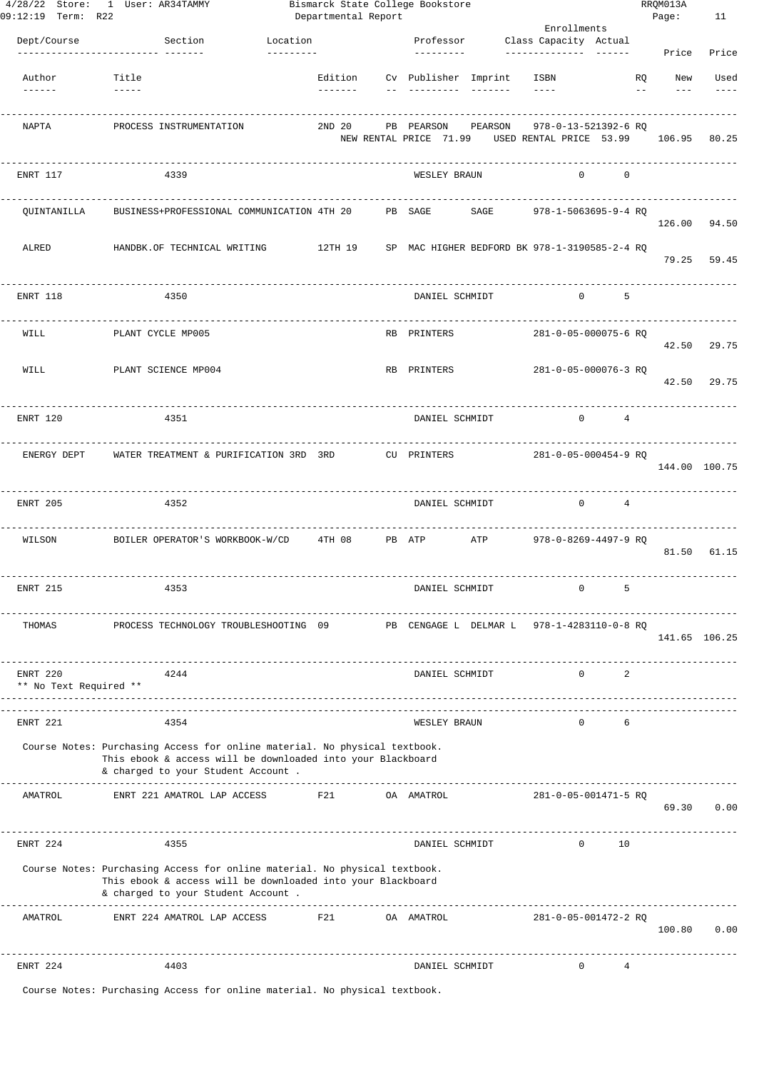| Dept/Course | Section | Location | Professor | Class Capacity | Actual | Price | Price |
|---|---|---|---|---|---|---|---|
| Author | Title | Edition | Cv Publisher Imprint | ISBN | RQ | New | Used |
| NAPTA | PROCESS INSTRUMENTATION | 2ND 20 | PB PEARSON PEARSON | 978-0-13-521392-6 | RQ | 106.95 | 80.25 |
| | NEW RENTAL PRICE 71.99 USED RENTAL PRICE 53.99 | | | | | | |
| ENRT 117 | 4339 | | WESLEY BRAUN | 0 | 0 | | |
| QUINTANILLA | BUSINESS+PROFESSIONAL COMMUNICATION | 4TH 20 | PB SAGE SAGE | 978-1-5063695-9-4 | RQ | 126.00 | 94.50 |
| ALRED | HANDBK.OF TECHNICAL WRITING | 12TH 19 | SP MAC HIGHER BEDFORD BK | 978-1-3190585-2-4 | RQ | 79.25 | 59.45 |
| ENRT 118 | 4350 | | DANIEL SCHMIDT | 0 | 5 | | |
| WILL | PLANT CYCLE MP005 | | RB PRINTERS | 281-0-05-000075-6 | RQ | 42.50 | 29.75 |
| WILL | PLANT SCIENCE MP004 | | RB PRINTERS | 281-0-05-000076-3 | RQ | 42.50 | 29.75 |
| ENRT 120 | 4351 | | DANIEL SCHMIDT | 0 | 4 | | |
| ENERGY DEPT | WATER TREATMENT & PURIFICATION 3RD | 3RD | CU PRINTERS | 281-0-05-000454-9 | RQ | 144.00 | 100.75 |
| ENRT 205 | 4352 | | DANIEL SCHMIDT | 0 | 4 | | |
| WILSON | BOILER OPERATOR'S WORKBOOK-W/CD | 4TH 08 | PB ATP ATP | 978-0-8269-4497-9 | RQ | 81.50 | 61.15 |
| ENRT 215 | 4353 | | DANIEL SCHMIDT | 0 | 5 | | |
| THOMAS | PROCESS TECHNOLOGY TROUBLESHOOTING | 09 | PB CENGAGE L DELMAR L | 978-1-4283110-0-8 | RQ | 141.65 | 106.25 |
| ENRT 220 | 4244 | | DANIEL SCHMIDT | 0 | 2 | | |
| ** No Text Required ** | | | | | | | |
| ENRT 221 | 4354 | | WESLEY BRAUN | 0 | 6 | | |
| Course Notes: Purchasing Access for online material. No physical textbook. This ebook & access will be downloaded into your Blackboard & charged to your Student Account . | | | | | | | |
| AMATROL | ENRT 221 AMATROL LAP ACCESS | F21 | OA AMATROL | 281-0-05-001471-5 | RQ | 69.30 | 0.00 |
| ENRT 224 | 4355 | | DANIEL SCHMIDT | 0 | 10 | | |
| Course Notes: Purchasing Access for online material. No physical textbook. This ebook & access will be downloaded into your Blackboard & charged to your Student Account . | | | | | | | |
| AMATROL | ENRT 224 AMATROL LAP ACCESS | F21 | OA AMATROL | 281-0-05-001472-2 | RQ | 100.80 | 0.00 |
| ENRT 224 | 4403 | | DANIEL SCHMIDT | 0 | 4 | | |
| Course Notes: Purchasing Access for online material. No physical textbook. | | | | | | | |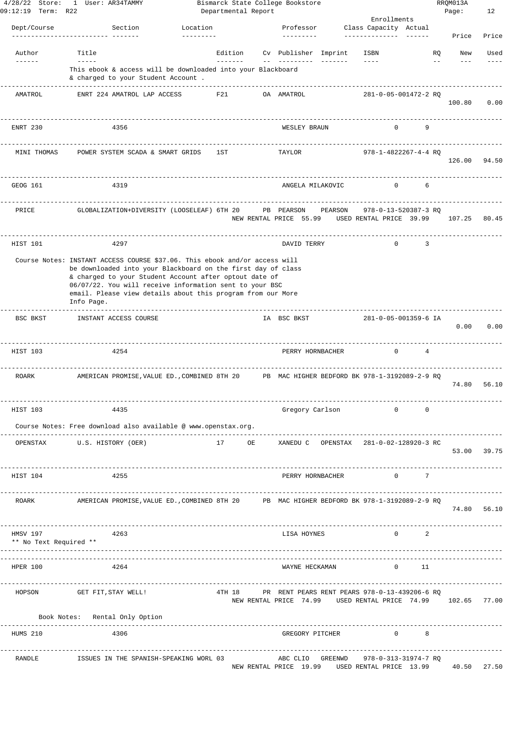**Bismarck State College Bookstore**
**Departmental Report**

4/28/22 Store: 1 User: AR34TAMMY — 09:12:19 Term: R22 — RRQM013A

| Dept/Course | Section | Location | Professor | Class Capacity | Actual | Price New | Price Used |
|---|---|---|---|---|---|---|---|

| Author | Title | Edition | Cv | Publisher | Imprint | ISBN | RQ | New | Used |
|---|---|---|---|---|---|---|---|---|---|

This ebook & access will be downloaded into your Blackboard & charged to your Student Account .

| AMATROL | ENRT 224 AMATROL LAP ACCESS | F21 | OA | AMATROL | | 281-0-05-001472-2 | RQ | 100.80 | 0.00 |
|---|---|---|---|---|---|---|---|---|---|

**ENRT 230** — 4356 — WESLEY BRAUN — Capacity 0 — Actual 9

| MINI THOMAS | POWER SYSTEM SCADA & SMART GRIDS | 1ST | | TAYLOR | | 978-1-4822267-4-4 | RQ | 126.00 | 94.50 |
|---|---|---|---|---|---|---|---|---|---|

**GEOG 161** — 4319 — ANGELA MILAKOVIC — Capacity 0 — Actual 6

| PRICE | GLOBALIZATION+DIVERSITY (LOOSELEAF) | 6TH 20 | PB | PEARSON | PEARSON | 978-0-13-520387-3 | RQ | 107.25 | 80.45 |
|---|---|---|---|---|---|---|---|---|---|

NEW RENTAL PRICE 55.99 USED RENTAL PRICE 39.99

**HIST 101** — 4297 — DAVID TERRY — Capacity 0 — Actual 3

Course Notes: INSTANT ACCESS COURSE $37.06. This ebook and/or access will be downloaded into your Blackboard on the first day of class & charged to your Student Account after optout date of 06/07/22. You will receive information sent to your BSC email. Please view details about this program from our More Info Page.

| BSC BKST | INSTANT ACCESS COURSE | | IA | BSC BKST | | 281-0-05-001359-6 | IA | 0.00 | 0.00 |
|---|---|---|---|---|---|---|---|---|---|

**HIST 103** — 4254 — PERRY HORNBACHER — Capacity 0 — Actual 4

| ROARK | AMERICAN PROMISE,VALUE ED.,COMBINED | 8TH 20 | PB | MAC HIGHER | BEDFORD BK | 978-1-3192089-2-9 | RQ | 74.80 | 56.10 |
|---|---|---|---|---|---|---|---|---|---|

**HIST 103** — 4435 — Gregory Carlson — Capacity 0 — Actual 0

Course Notes: Free download also available @ www.openstax.org.

| OPENSTAX | U.S. HISTORY (OER) | 17 | OE | XANEDU C | OPENSTAX | 281-0-02-128920-3 | RC | 53.00 | 39.75 |
|---|---|---|---|---|---|---|---|---|---|

**HIST 104** — 4255 — PERRY HORNBACHER — Capacity 0 — Actual 7

| ROARK | AMERICAN PROMISE,VALUE ED.,COMBINED | 8TH 20 | PB | MAC HIGHER | BEDFORD BK | 978-1-3192089-2-9 | RQ | 74.80 | 56.10 |
|---|---|---|---|---|---|---|---|---|---|

**HMSV 197** — 4263 — LISA HOYNES — Capacity 0 — Actual 2

** No Text Required **

**HPER 100** — 4264 — WAYNE HECKAMAN — Capacity 0 — Actual 11

| HOPSON | GET FIT,STAY WELL! | 4TH 18 | PR | RENT PEARS | RENT PEARS | 978-0-13-439206-6 | RQ | 102.65 | 77.00 |
|---|---|---|---|---|---|---|---|---|---|

NEW RENTAL PRICE 74.99 USED RENTAL PRICE 74.99

Book Notes: Rental Only Option

**HUMS 210** — 4306 — GREGORY PITCHER — Capacity 0 — Actual 8

| RANDLE | ISSUES IN THE SPANISH-SPEAKING WORL | 03 | | ABC CLIO | GREENWD | 978-0-313-31974-7 | RQ | 40.50 | 27.50 |
|---|---|---|---|---|---|---|---|---|---|

NEW RENTAL PRICE 19.99 USED RENTAL PRICE 13.99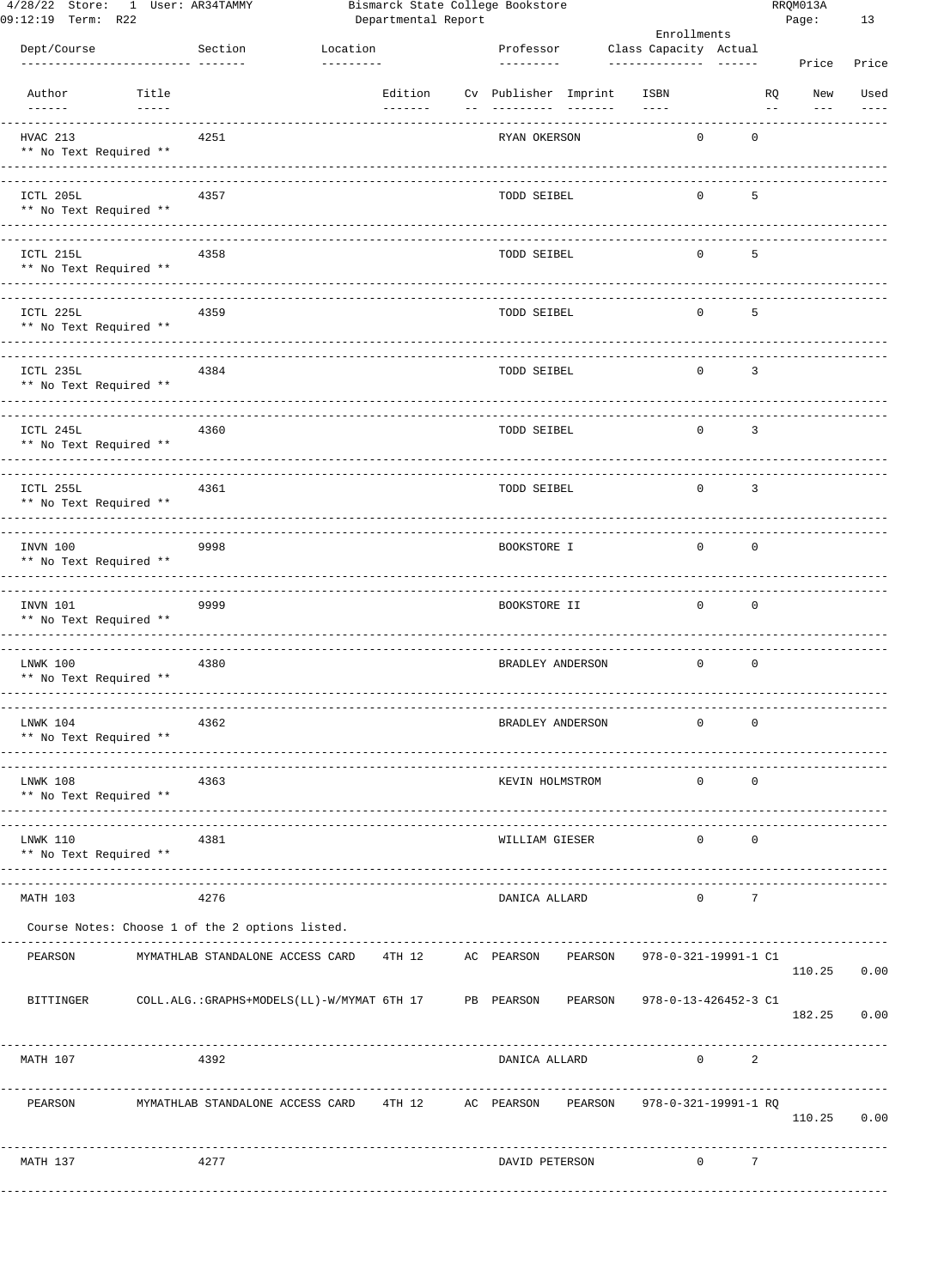| Dept/Course | Section | Location | Professor | Class Capacity | Actual |
|---|---|---|---|---|---|
| HVAC 213 | 4251 | | RYAN OKERSON | 0 | 0 |
| ** No Text Required ** | | | | | |
| ICTL 205L | 4357 | | TODD SEIBEL | 0 | 5 |
| ** No Text Required ** | | | | | |
| ICTL 215L | 4358 | | TODD SEIBEL | 0 | 5 |
| ** No Text Required ** | | | | | |
| ICTL 225L | 4359 | | TODD SEIBEL | 0 | 5 |
| ** No Text Required ** | | | | | |
| ICTL 235L | 4384 | | TODD SEIBEL | 0 | 3 |
| ** No Text Required ** | | | | | |
| ICTL 245L | 4360 | | TODD SEIBEL | 0 | 3 |
| ** No Text Required ** | | | | | |
| ICTL 255L | 4361 | | TODD SEIBEL | 0 | 3 |
| ** No Text Required ** | | | | | |
| INVN 100 | 9998 | | BOOKSTORE I | 0 | 0 |
| ** No Text Required ** | | | | | |
| INVN 101 | 9999 | | BOOKSTORE II | 0 | 0 |
| ** No Text Required ** | | | | | |
| LNWK 100 | 4380 | | BRADLEY ANDERSON | 0 | 0 |
| ** No Text Required ** | | | | | |
| LNWK 104 | 4362 | | BRADLEY ANDERSON | 0 | 0 |
| ** No Text Required ** | | | | | |
| LNWK 108 | 4363 | | KEVIN HOLMSTROM | 0 | 0 |
| ** No Text Required ** | | | | | |
| LNWK 110 | 4381 | | WILLIAM GIESER | 0 | 0 |
| ** No Text Required ** | | | | | |
| MATH 103 | 4276 | | DANICA ALLARD | 0 | 7 |
| MATH 107 | 4392 | | DANICA ALLARD | 0 | 2 |
| MATH 137 | 4277 | | DAVID PETERSON | 0 | 7 |

**MATH 103** — Course Notes: Choose 1 of the 2 options listed.

| Author | Title | Edition | Cv | Publisher | Imprint | ISBN | RQ | Price New | Price Used |
|---|---|---|---|---|---|---|---|---|---|
| PEARSON | MYMATHLAB STANDALONE ACCESS CARD | 4TH 12 | AC | PEARSON | PEARSON | 978-0-321-19991-1 | C1 | 110.25 | 0.00 |
| BITTINGER | COLL.ALG.:GRAPHS+MODELS(LL)-W/MYMAT | 6TH 17 | PB | PEARSON | PEARSON | 978-0-13-426452-3 | C1 | 182.25 | 0.00 |

**MATH 107**

| Author | Title | Edition | Cv | Publisher | Imprint | ISBN | RQ | Price New | Price Used |
|---|---|---|---|---|---|---|---|---|---|
| PEARSON | MYMATHLAB STANDALONE ACCESS CARD | 4TH 12 | AC | PEARSON | PEARSON | 978-0-321-19991-1 | RQ | 110.25 | 0.00 |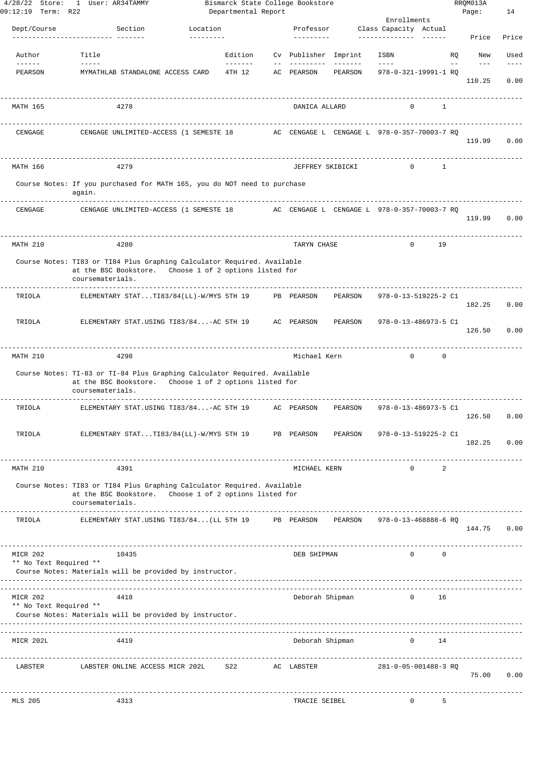| Dept/Course | Section | Location | Professor | Class Capacity | Actual | New Price | Used Price |
|---|---|---|---|---|---|---|---|

| Author | Title | Edition | Cv | Publisher | Imprint | ISBN | RQ | New | Used |
|---|---|---|---|---|---|---|---|---|---|
| PEARSON | MYMATHLAB STANDALONE ACCESS CARD | 4TH 12 | AC | PEARSON | PEARSON | 978-0-321-19991-1 | RQ | 110.25 | 0.00 |

**MATH 165** — Section 4278 — DANICA ALLARD — Capacity 0 — Actual 1

| Author | Title | Edition | Cv | Publisher | Imprint | ISBN | RQ | New | Used |
|---|---|---|---|---|---|---|---|---|---|
| CENGAGE | CENGAGE UNLIMITED-ACCESS (1 SEMESTE | 18 | AC | CENGAGE L | CENGAGE L | 978-0-357-70003-7 | RQ | 119.99 | 0.00 |

**MATH 166** — Section 4279 — JEFFREY SKIBICKI — Capacity 0 — Actual 1

Course Notes: If you purchased for MATH 165, you do NOT need to purchase again.

| Author | Title | Edition | Cv | Publisher | Imprint | ISBN | RQ | New | Used |
|---|---|---|---|---|---|---|---|---|---|
| CENGAGE | CENGAGE UNLIMITED-ACCESS (1 SEMESTE | 18 | AC | CENGAGE L | CENGAGE L | 978-0-357-70003-7 | RQ | 119.99 | 0.00 |

**MATH 210** — Section 4280 — TARYN CHASE — Capacity 0 — Actual 19

Course Notes: TI83 or TI84 Plus Graphing Calculator Required. Available at the BSC Bookstore. Choose 1 of 2 options listed for coursematerials.

| Author | Title | Edition | Cv | Publisher | Imprint | ISBN | RQ | New | Used |
|---|---|---|---|---|---|---|---|---|---|
| TRIOLA | ELEMENTARY STAT...TI83/84(LL)-W/MYS | 5TH 19 | PB | PEARSON | PEARSON | 978-0-13-519225-2 | C1 | 182.25 | 0.00 |
| TRIOLA | ELEMENTARY STAT.USING TI83/84...-AC | 5TH 19 | AC | PEARSON | PEARSON | 978-0-13-486973-5 | C1 | 126.50 | 0.00 |

**MATH 210** — Section 4298 — Michael Kern — Capacity 0 — Actual 0

Course Notes: TI-83 or TI-84 Plus Graphing Calculator Required. Available at the BSC Bookstore. Choose 1 of 2 options listed for coursematerials.

| Author | Title | Edition | Cv | Publisher | Imprint | ISBN | RQ | New | Used |
|---|---|---|---|---|---|---|---|---|---|
| TRIOLA | ELEMENTARY STAT.USING TI83/84...-AC | 5TH 19 | AC | PEARSON | PEARSON | 978-0-13-486973-5 | C1 | 126.50 | 0.00 |
| TRIOLA | ELEMENTARY STAT...TI83/84(LL)-W/MYS | 5TH 19 | PB | PEARSON | PEARSON | 978-0-13-519225-2 | C1 | 182.25 | 0.00 |

**MATH 210** — Section 4391 — MICHAEL KERN — Capacity 0 — Actual 2

Course Notes: TI83 or TI84 Plus Graphing Calculator Required. Available at the BSC Bookstore. Choose 1 of 2 options listed for coursematerials.

| Author | Title | Edition | Cv | Publisher | Imprint | ISBN | RQ | New | Used |
|---|---|---|---|---|---|---|---|---|---|
| TRIOLA | ELEMENTARY STAT.USING TI83/84...(LL | 5TH 19 | PB | PEARSON | PEARSON | 978-0-13-468888-6 | RQ | 144.75 | 0.00 |

**MICR 202** — Section 10435 — DEB SHIPMAN — Capacity 0 — Actual 0

** No Text Required **

Course Notes: Materials will be provided by instructor.

**MICR 202** — Section 4418 — Deborah Shipman — Capacity 0 — Actual 16

** No Text Required **

Course Notes: Materials will be provided by instructor.

**MICR 202L** — Section 4419 — Deborah Shipman — Capacity 0 — Actual 14

| Author | Title | Edition | Cv | Publisher | Imprint | ISBN | RQ | New | Used |
|---|---|---|---|---|---|---|---|---|---|
| LABSTER | LABSTER ONLINE ACCESS MICR 202L | S22 | AC | LABSTER | | 281-0-05-001488-3 | RQ | 75.00 | 0.00 |

**MLS 205** — Section 4313 — TRACIE SEIBEL — Capacity 0 — Actual 5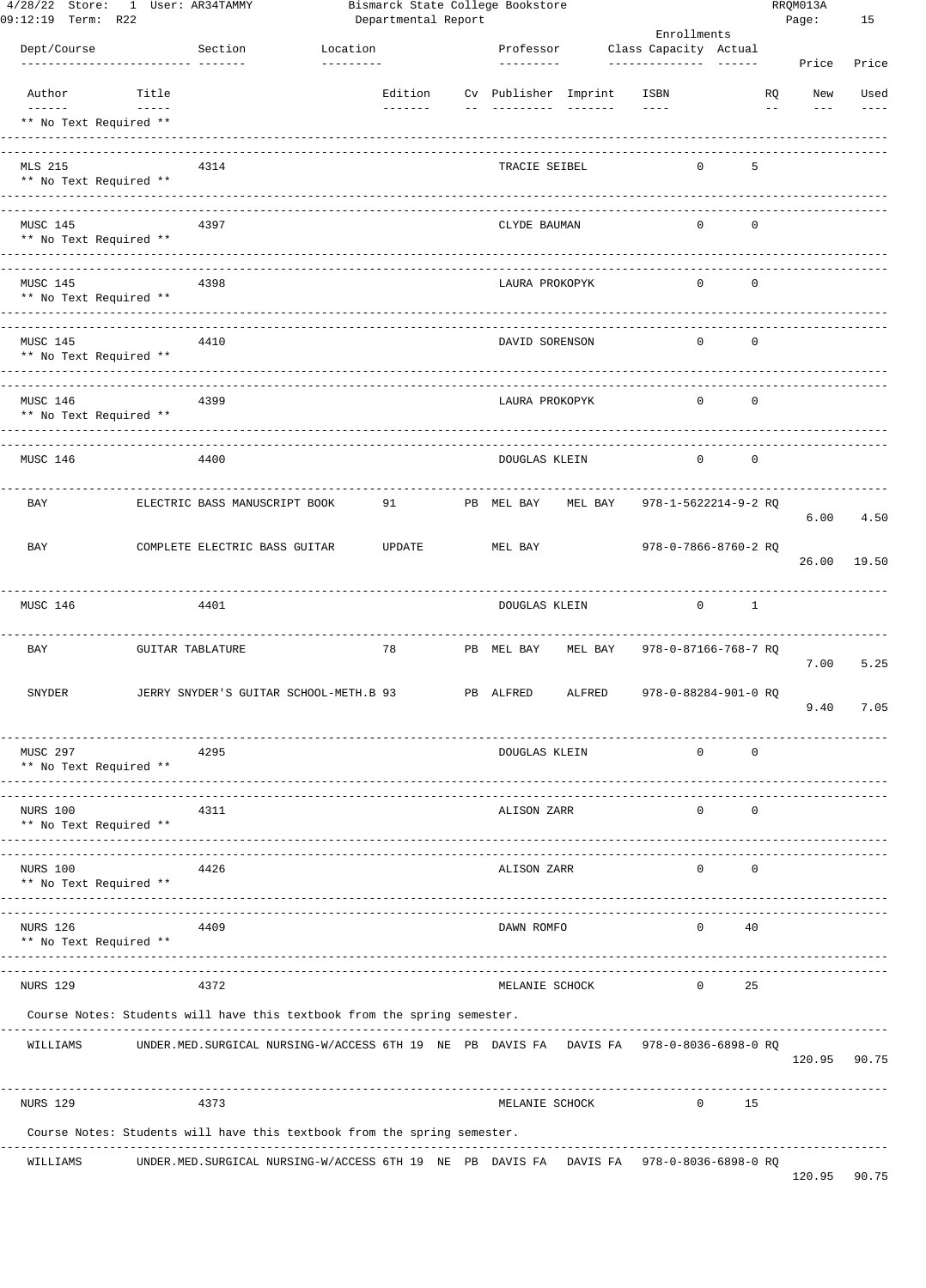4/28/22 Store: 1 User: AR34TAMMY
09:12:19 Term: R22

Bismarck State College Bookstore
Departmental Report

RRQM013A

| Dept/Course | Section | Location | Professor | Class Capacity | Actual | | |
|---|---|---|---|---|---|---|---|
| Author | Title | Edition | Cv Publisher Imprint | ISBN | RQ | New Price | Used Price |

** No Text Required **

| Dept/Course | Section | Location | Professor | Class Capacity | Actual |
|---|---|---|---|---|---|
| MLS 215 | 4314 | | TRACIE SEIBEL | 0 | 5 |

** No Text Required **

| Dept/Course | Section | Location | Professor | Class Capacity | Actual |
|---|---|---|---|---|---|
| MUSC 145 | 4397 | | CLYDE BAUMAN | 0 | 0 |

** No Text Required **

| Dept/Course | Section | Location | Professor | Class Capacity | Actual |
|---|---|---|---|---|---|
| MUSC 145 | 4398 | | LAURA PROKOPYK | 0 | 0 |

** No Text Required **

| Dept/Course | Section | Location | Professor | Class Capacity | Actual |
|---|---|---|---|---|---|
| MUSC 145 | 4410 | | DAVID SORENSON | 0 | 0 |

** No Text Required **

| Dept/Course | Section | Location | Professor | Class Capacity | Actual |
|---|---|---|---|---|---|
| MUSC 146 | 4399 | | LAURA PROKOPYK | 0 | 0 |

** No Text Required **

| Dept/Course | Section | Location | Professor | Class Capacity | Actual |
|---|---|---|---|---|---|
| MUSC 146 | 4400 | | DOUGLAS KLEIN | 0 | 0 |

| Author | Title | Edition | Cv | Publisher | Imprint | ISBN | RQ | New Price | Used Price |
|---|---|---|---|---|---|---|---|---|---|
| BAY | ELECTRIC BASS MANUSCRIPT BOOK | 91 | PB | MEL BAY | MEL BAY | 978-1-5622214-9-2 | RQ | 6.00 | 4.50 |
| BAY | COMPLETE ELECTRIC BASS GUITAR | UPDATE | | MEL BAY | | 978-0-7866-8760-2 | RQ | 26.00 | 19.50 |

| Dept/Course | Section | Location | Professor | Class Capacity | Actual |
|---|---|---|---|---|---|
| MUSC 146 | 4401 | | DOUGLAS KLEIN | 0 | 1 |

| Author | Title | Edition | Cv | Publisher | Imprint | ISBN | RQ | New Price | Used Price |
|---|---|---|---|---|---|---|---|---|---|
| BAY | GUITAR TABLATURE | 78 | PB | MEL BAY | MEL BAY | 978-0-87166-768-7 | RQ | 7.00 | 5.25 |
| SNYDER | JERRY SNYDER'S GUITAR SCHOOL-METH.B | 93 | PB | ALFRED | ALFRED | 978-0-88284-901-0 | RQ | 9.40 | 7.05 |

| Dept/Course | Section | Location | Professor | Class Capacity | Actual |
|---|---|---|---|---|---|
| MUSC 297 | 4295 | | DOUGLAS KLEIN | 0 | 0 |

** No Text Required **

| Dept/Course | Section | Location | Professor | Class Capacity | Actual |
|---|---|---|---|---|---|
| NURS 100 | 4311 | | ALISON ZARR | 0 | 0 |

** No Text Required **

| Dept/Course | Section | Location | Professor | Class Capacity | Actual |
|---|---|---|---|---|---|
| NURS 100 | 4426 | | ALISON ZARR | 0 | 0 |

** No Text Required **

| Dept/Course | Section | Location | Professor | Class Capacity | Actual |
|---|---|---|---|---|---|
| NURS 126 | 4409 | | DAWN ROMFO | 0 | 40 |

** No Text Required **

| Dept/Course | Section | Location | Professor | Class Capacity | Actual |
|---|---|---|---|---|---|
| NURS 129 | 4372 | | MELANIE SCHOCK | 0 | 25 |

Course Notes: Students will have this textbook from the spring semester.

| Author | Title | Edition | Cv | Publisher | Imprint | ISBN | RQ | New Price | Used Price |
|---|---|---|---|---|---|---|---|---|---|
| WILLIAMS | UNDER.MED.SURGICAL NURSING-W/ACCESS | 6TH 19 NE | PB | DAVIS FA | DAVIS FA | 978-0-8036-6898-0 | RQ | 120.95 | 90.75 |

| Dept/Course | Section | Location | Professor | Class Capacity | Actual |
|---|---|---|---|---|---|
| NURS 129 | 4373 | | MELANIE SCHOCK | 0 | 15 |

Course Notes: Students will have this textbook from the spring semester.

| Author | Title | Edition | Cv | Publisher | Imprint | ISBN | RQ | New Price | Used Price |
|---|---|---|---|---|---|---|---|---|---|
| WILLIAMS | UNDER.MED.SURGICAL NURSING-W/ACCESS | 6TH 19 NE | PB | DAVIS FA | DAVIS FA | 978-0-8036-6898-0 | RQ | 120.95 | 90.75 |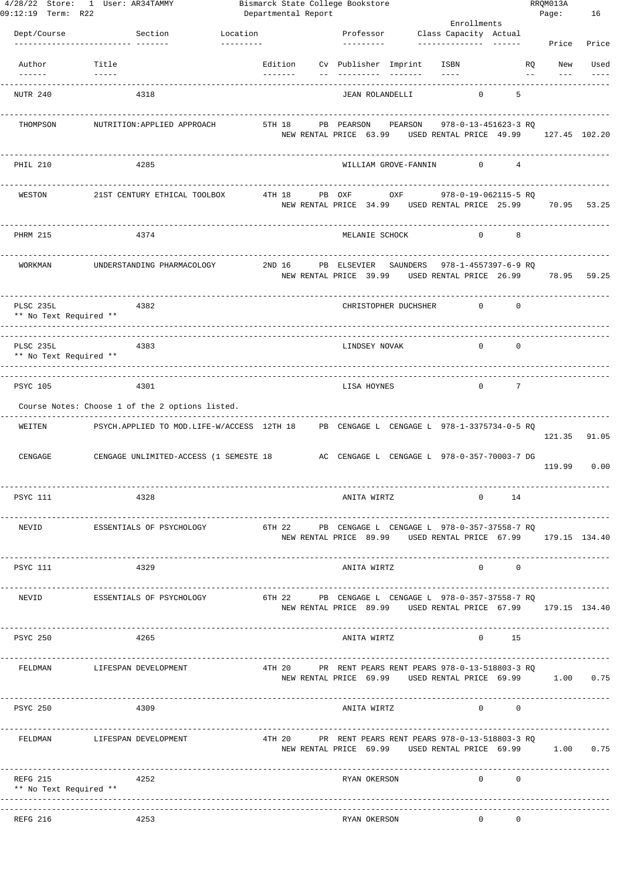| Dept/Course | Section | Location | Professor | Class Capacity | Actual | | |
|---|---|---|---|---|---|---|---|
| **Author** | **Title** | **Edition** | **Cv Publisher Imprint ISBN** | **RQ** | | **New Price** | **Used Price** |
| NUTR 240 | 4318 | | JEAN ROLANDELLI | 0 | 5 | | |
| THOMPSON | NUTRITION:APPLIED APPROACH | 5TH 18 | PB PEARSON PEARSON 978-0-13-451623-3 | RQ | | 127.45 | 102.20 |
| | | | NEW RENTAL PRICE 63.99 USED RENTAL PRICE 49.99 | | | | |
| PHIL 210 | 4285 | | WILLIAM GROVE-FANNIN | 0 | 4 | | |
| WESTON | 21ST CENTURY ETHICAL TOOLBOX | 4TH 18 | PB OXF OXF 978-0-19-062115-5 | RQ | | 70.95 | 53.25 |
| | | | NEW RENTAL PRICE 34.99 USED RENTAL PRICE 25.99 | | | | |
| PHRM 215 | 4374 | | MELANIE SCHOCK | 0 | 8 | | |
| WORKMAN | UNDERSTANDING PHARMACOLOGY | 2ND 16 | PB ELSEVIER SAUNDERS 978-1-4557397-6-9 | RQ | | 78.95 | 59.25 |
| | | | NEW RENTAL PRICE 39.99 USED RENTAL PRICE 26.99 | | | | |
| PLSC 235L | 4382 | | CHRISTOPHER DUCHSHER | 0 | 0 | | |
| ** No Text Required ** | | | | | | | |
| PLSC 235L | 4383 | | LINDSEY NOVAK | 0 | 0 | | |
| ** No Text Required ** | | | | | | | |
| PSYC 105 | 4301 | | LISA HOYNES | 0 | 7 | | |
| Course Notes: Choose 1 of the 2 options listed. | | | | | | | |
| WEITEN | PSYCH.APPLIED TO MOD.LIFE-W/ACCESS | 12TH 18 | PB CENGAGE L CENGAGE L 978-1-3375734-0-5 | RQ | | 121.35 | 91.05 |
| CENGAGE | CENGAGE UNLIMITED-ACCESS (1 SEMESTE | 18 | AC CENGAGE L CENGAGE L 978-0-357-70003-7 | DG | | 119.99 | 0.00 |
| PSYC 111 | 4328 | | ANITA WIRTZ | 0 | 14 | | |
| NEVID | ESSENTIALS OF PSYCHOLOGY | 6TH 22 | PB CENGAGE L CENGAGE L 978-0-357-37558-7 | RQ | | 179.15 | 134.40 |
| | | | NEW RENTAL PRICE 89.99 USED RENTAL PRICE 67.99 | | | | |
| PSYC 111 | 4329 | | ANITA WIRTZ | 0 | 0 | | |
| NEVID | ESSENTIALS OF PSYCHOLOGY | 6TH 22 | PB CENGAGE L CENGAGE L 978-0-357-37558-7 | RQ | | 179.15 | 134.40 |
| | | | NEW RENTAL PRICE 89.99 USED RENTAL PRICE 67.99 | | | | |
| PSYC 250 | 4265 | | ANITA WIRTZ | 0 | 15 | | |
| FELDMAN | LIFESPAN DEVELOPMENT | 4TH 20 | PR RENT PEARS RENT PEARS 978-0-13-518803-3 | RQ | | 1.00 | 0.75 |
| | | | NEW RENTAL PRICE 69.99 USED RENTAL PRICE 69.99 | | | | |
| PSYC 250 | 4309 | | ANITA WIRTZ | 0 | 0 | | |
| FELDMAN | LIFESPAN DEVELOPMENT | 4TH 20 | PR RENT PEARS RENT PEARS 978-0-13-518803-3 | RQ | | 1.00 | 0.75 |
| | | | NEW RENTAL PRICE 69.99 USED RENTAL PRICE 69.99 | | | | |
| REFG 215 | 4252 | | RYAN OKERSON | 0 | 0 | | |
| ** No Text Required ** | | | | | | | |
| REFG 216 | 4253 | | RYAN OKERSON | 0 | 0 | | |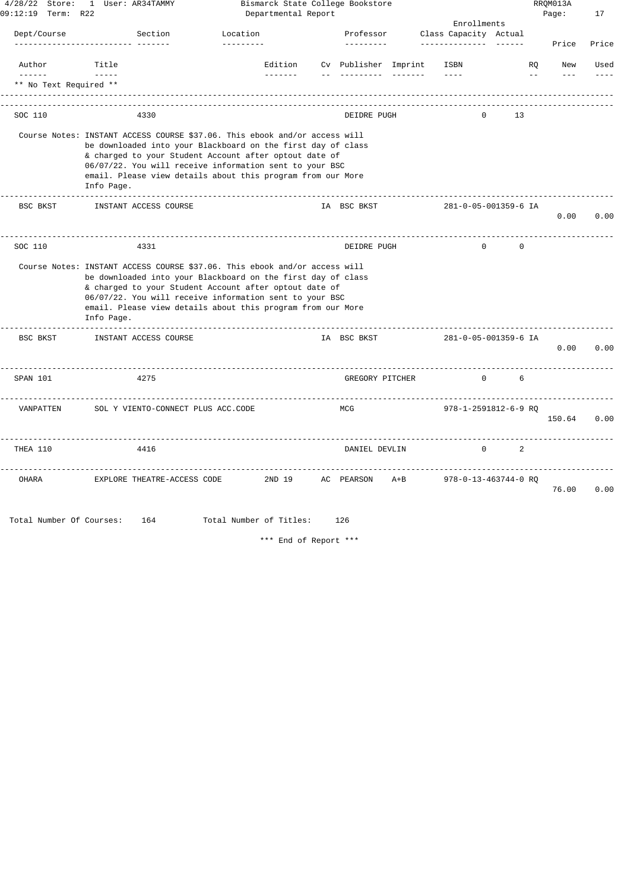| Dept/Course | Section | Location | Professor | Class Capacity | Actual | | |
|---|---|---|---|---|---|---|---|
| Author | Title | Edition | Cv Publisher Imprint | ISBN | RQ | New Price | Used Price |

** No Text Required **

---

**SOC 110** | 4330 | | DEIDRE PUGH | 0 | 13

Course Notes: INSTANT ACCESS COURSE $37.06. This ebook and/or access will be downloaded into your Blackboard on the first day of class & charged to your Student Account after optout date of 06/07/22. You will receive information sent to your BSC email. Please view details about this program from our More Info Page.

| Author | Title | Edition | Cv | Publisher | Imprint | ISBN | RQ | New | Used |
|---|---|---|---|---|---|---|---|---|---|
| BSC BKST | INSTANT ACCESS COURSE | | IA | BSC BKST | | 281-0-05-001359-6 | IA | 0.00 | 0.00 |

---

**SOC 110** | 4331 | | DEIDRE PUGH | 0 | 0

Course Notes: INSTANT ACCESS COURSE $37.06. This ebook and/or access will be downloaded into your Blackboard on the first day of class & charged to your Student Account after optout date of 06/07/22. You will receive information sent to your BSC email. Please view details about this program from our More Info Page.

| Author | Title | Edition | Cv | Publisher | Imprint | ISBN | RQ | New | Used |
|---|---|---|---|---|---|---|---|---|---|
| BSC BKST | INSTANT ACCESS COURSE | | IA | BSC BKST | | 281-0-05-001359-6 | IA | 0.00 | 0.00 |

---

**SPAN 101** | 4275 | | GREGORY PITCHER | 0 | 6

| Author | Title | Edition | Cv | Publisher | Imprint | ISBN | RQ | New | Used |
|---|---|---|---|---|---|---|---|---|---|
| VANPATTEN | SOL Y VIENTO-CONNECT PLUS ACC.CODE | | | MCG | | 978-1-2591812-6-9 | RQ | 150.64 | 0.00 |

---

**THEA 110** | 4416 | | DANIEL DEVLIN | 0 | 2

| Author | Title | Edition | Cv | Publisher | Imprint | ISBN | RQ | New | Used |
|---|---|---|---|---|---|---|---|---|---|
| OHARA | EXPLORE THEATRE-ACCESS CODE | 2ND 19 | AC | PEARSON | A+B | 978-0-13-463744-0 | RQ | 76.00 | 0.00 |

Total Number Of Courses: 164 Total Number of Titles: 126

*** End of Report ***